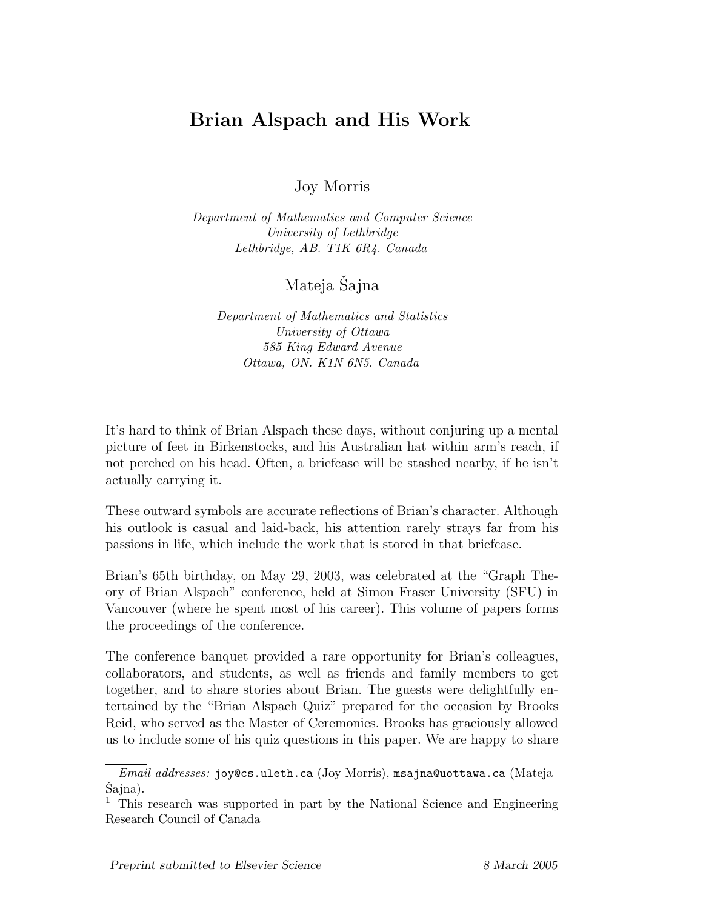# Brian Alspach and His Work

Joy Morris

*Department of Mathematics and Computer Science*
*University of Lethbridge*
*Lethbridge, AB. T1K 6R4. Canada*

Mateja Šajna

*Department of Mathematics and Statistics*
*University of Ottawa*
*585 King Edward Avenue*
*Ottawa, ON. K1N 6N5. Canada*

---

It's hard to think of Brian Alspach these days, without conjuring up a mental picture of feet in Birkenstocks, and his Australian hat within arm's reach, if not perched on his head. Often, a briefcase will be stashed nearby, if he isn't actually carrying it.

These outward symbols are accurate reflections of Brian's character. Although his outlook is casual and laid-back, his attention rarely strays far from his passions in life, which include the work that is stored in that briefcase.

Brian's 65th birthday, on May 29, 2003, was celebrated at the "Graph Theory of Brian Alspach" conference, held at Simon Fraser University (SFU) in Vancouver (where he spent most of his career). This volume of papers forms the proceedings of the conference.

The conference banquet provided a rare opportunity for Brian's colleagues, collaborators, and students, as well as friends and family members to get together, and to share stories about Brian. The guests were delightfully entertained by the "Brian Alspach Quiz" prepared for the occasion by Brooks Reid, who served as the Master of Ceremonies. Brooks has graciously allowed us to include some of his quiz questions in this paper. We are happy to share

---

*Email addresses:* joy@cs.uleth.ca (Joy Morris), msajna@uottawa.ca (Mateja Šajna).

[1] This research was supported in part by the National Science and Engineering Research Council of Canada

*Preprint submitted to Elsevier Science* 8 March 2005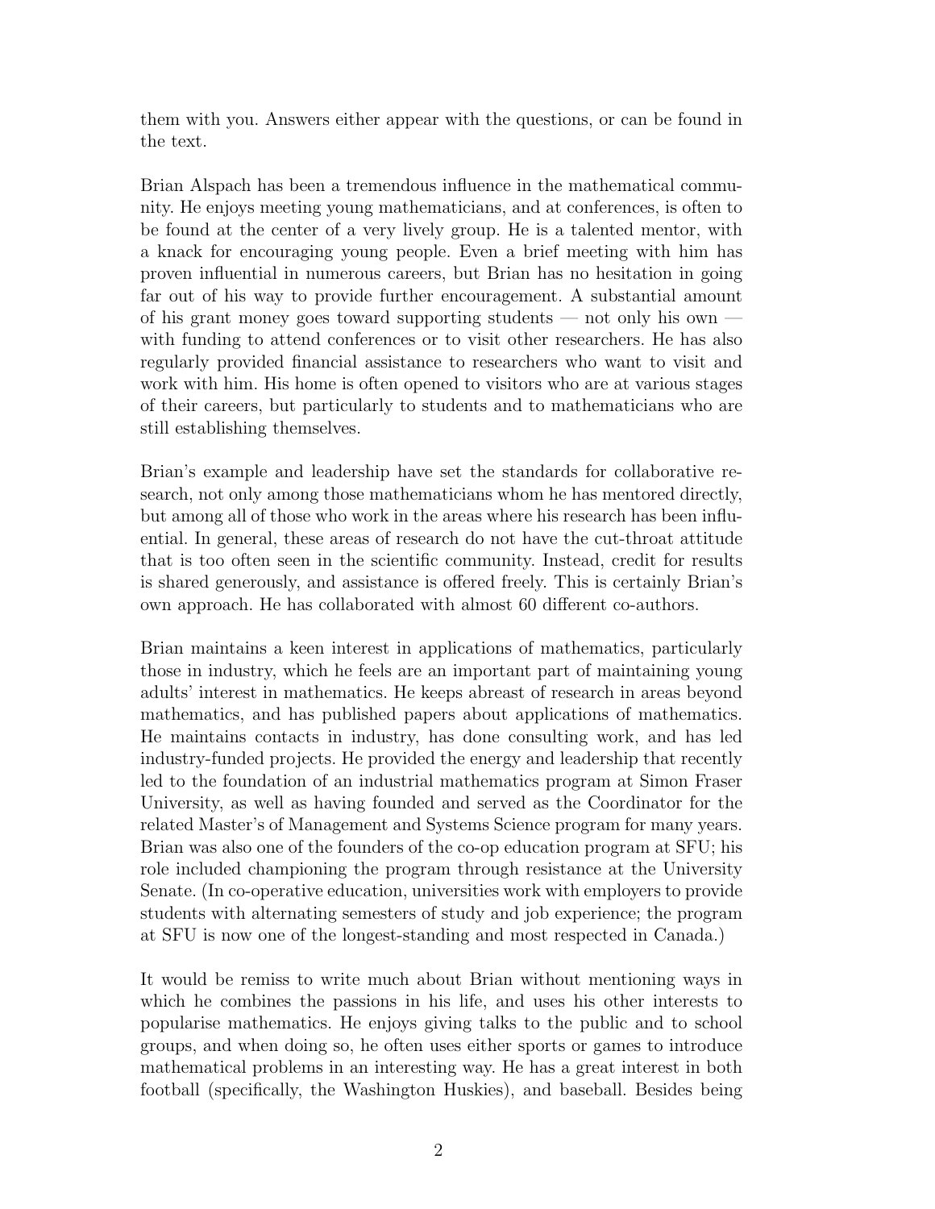them with you. Answers either appear with the questions, or can be found in the text.

Brian Alspach has been a tremendous influence in the mathematical community. He enjoys meeting young mathematicians, and at conferences, is often to be found at the center of a very lively group. He is a talented mentor, with a knack for encouraging young people. Even a brief meeting with him has proven influential in numerous careers, but Brian has no hesitation in going far out of his way to provide further encouragement. A substantial amount of his grant money goes toward supporting students — not only his own — with funding to attend conferences or to visit other researchers. He has also regularly provided financial assistance to researchers who want to visit and work with him. His home is often opened to visitors who are at various stages of their careers, but particularly to students and to mathematicians who are still establishing themselves.

Brian's example and leadership have set the standards for collaborative research, not only among those mathematicians whom he has mentored directly, but among all of those who work in the areas where his research has been influential. In general, these areas of research do not have the cut-throat attitude that is too often seen in the scientific community. Instead, credit for results is shared generously, and assistance is offered freely. This is certainly Brian's own approach. He has collaborated with almost 60 different co-authors.

Brian maintains a keen interest in applications of mathematics, particularly those in industry, which he feels are an important part of maintaining young adults' interest in mathematics. He keeps abreast of research in areas beyond mathematics, and has published papers about applications of mathematics. He maintains contacts in industry, has done consulting work, and has led industry-funded projects. He provided the energy and leadership that recently led to the foundation of an industrial mathematics program at Simon Fraser University, as well as having founded and served as the Coordinator for the related Master's of Management and Systems Science program for many years. Brian was also one of the founders of the co-op education program at SFU; his role included championing the program through resistance at the University Senate. (In co-operative education, universities work with employers to provide students with alternating semesters of study and job experience; the program at SFU is now one of the longest-standing and most respected in Canada.)

It would be remiss to write much about Brian without mentioning ways in which he combines the passions in his life, and uses his other interests to popularise mathematics. He enjoys giving talks to the public and to school groups, and when doing so, he often uses either sports or games to introduce mathematical problems in an interesting way. He has a great interest in both football (specifically, the Washington Huskies), and baseball. Besides being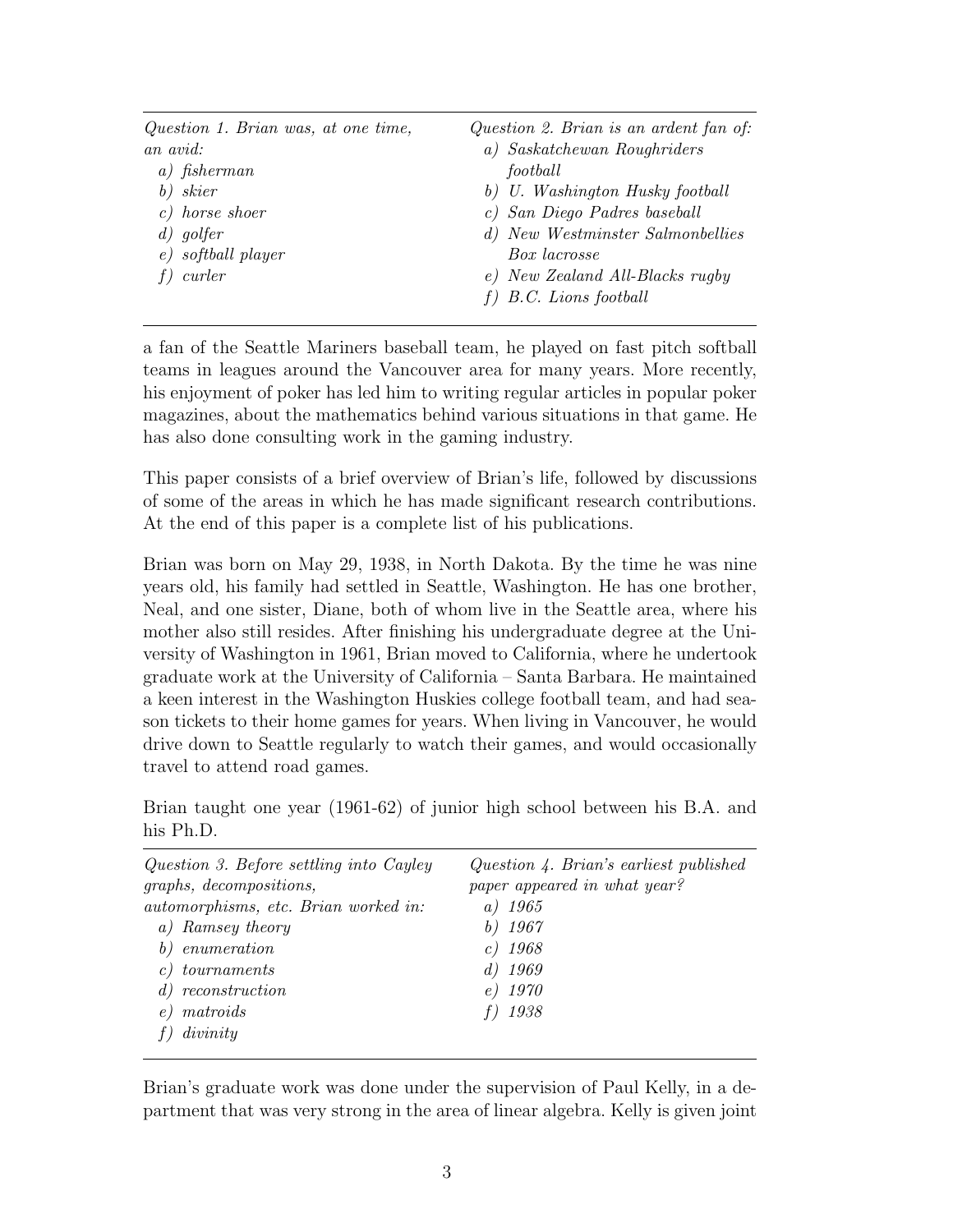*Question 1. Brian was, at one time, an avid:*

*a) fisherman*
*b) skier*
*c) horse shoer*
*d) golfer*
*e) softball player*
*f) curler*

*Question 2. Brian is an ardent fan of:*

*a) Saskatchewan Roughriders football*
*b) U. Washington Husky football*
*c) San Diego Padres baseball*
*d) New Westminster Salmonbellies Box lacrosse*
*e) New Zealand All-Blacks rugby*
*f) B.C. Lions football*

---

a fan of the Seattle Mariners baseball team, he played on fast pitch softball teams in leagues around the Vancouver area for many years. More recently, his enjoyment of poker has led him to writing regular articles in popular poker magazines, about the mathematics behind various situations in that game. He has also done consulting work in the gaming industry.

This paper consists of a brief overview of Brian's life, followed by discussions of some of the areas in which he has made significant research contributions. At the end of this paper is a complete list of his publications.

Brian was born on May 29, 1938, in North Dakota. By the time he was nine years old, his family had settled in Seattle, Washington. He has one brother, Neal, and one sister, Diane, both of whom live in the Seattle area, where his mother also still resides. After finishing his undergraduate degree at the University of Washington in 1961, Brian moved to California, where he undertook graduate work at the University of California – Santa Barbara. He maintained a keen interest in the Washington Huskies college football team, and had season tickets to their home games for years. When living in Vancouver, he would drive down to Seattle regularly to watch their games, and would occasionally travel to attend road games.

Brian taught one year (1961-62) of junior high school between his B.A. and his Ph.D.

---

*Question 3. Before settling into Cayley graphs, decompositions, automorphisms, etc. Brian worked in:*

*a) Ramsey theory*
*b) enumeration*
*c) tournaments*
*d) reconstruction*
*e) matroids*
*f) divinity*

*Question 4. Brian's earliest published paper appeared in what year?*

*a) 1965*
*b) 1967*
*c) 1968*
*d) 1969*
*e) 1970*
*f) 1938*

---

Brian's graduate work was done under the supervision of Paul Kelly, in a department that was very strong in the area of linear algebra. Kelly is given joint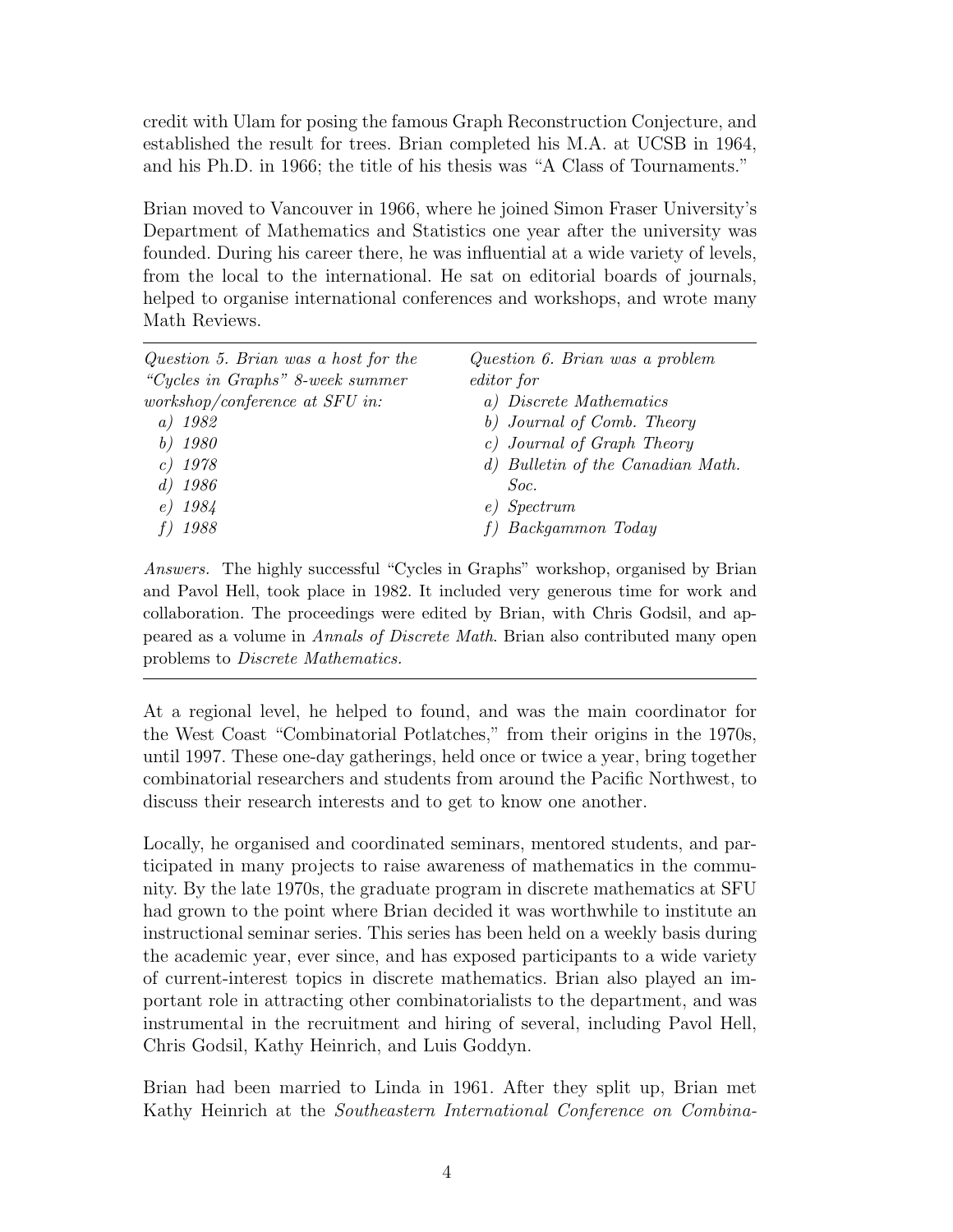credit with Ulam for posing the famous Graph Reconstruction Conjecture, and established the result for trees. Brian completed his M.A. at UCSB in 1964, and his Ph.D. in 1966; the title of his thesis was "A Class of Tournaments."

Brian moved to Vancouver in 1966, where he joined Simon Fraser University's Department of Mathematics and Statistics one year after the university was founded. During his career there, he was influential at a wide variety of levels, from the local to the international. He sat on editorial boards of journals, helped to organise international conferences and workshops, and wrote many Math Reviews.

---

*Question 5. Brian was a host for the "Cycles in Graphs" 8-week summer workshop/conference at SFU in:*

*a) 1982*
*b) 1980*
*c) 1978*
*d) 1986*
*e) 1984*
*f) 1988*

*Question 6. Brian was a problem editor for*

*a) Discrete Mathematics*
*b) Journal of Comb. Theory*
*c) Journal of Graph Theory*
*d) Bulletin of the Canadian Math. Soc.*
*e) Spectrum*
*f) Backgammon Today*

*Answers.* The highly successful "Cycles in Graphs" workshop, organised by Brian and Pavol Hell, took place in 1982. It included very generous time for work and collaboration. The proceedings were edited by Brian, with Chris Godsil, and appeared as a volume in *Annals of Discrete Math*. Brian also contributed many open problems to *Discrete Mathematics.*

---

At a regional level, he helped to found, and was the main coordinator for the West Coast "Combinatorial Potlatches," from their origins in the 1970s, until 1997. These one-day gatherings, held once or twice a year, bring together combinatorial researchers and students from around the Pacific Northwest, to discuss their research interests and to get to know one another.

Locally, he organised and coordinated seminars, mentored students, and participated in many projects to raise awareness of mathematics in the community. By the late 1970s, the graduate program in discrete mathematics at SFU had grown to the point where Brian decided it was worthwhile to institute an instructional seminar series. This series has been held on a weekly basis during the academic year, ever since, and has exposed participants to a wide variety of current-interest topics in discrete mathematics. Brian also played an important role in attracting other combinatorialists to the department, and was instrumental in the recruitment and hiring of several, including Pavol Hell, Chris Godsil, Kathy Heinrich, and Luis Goddyn.

Brian had been married to Linda in 1961. After they split up, Brian met Kathy Heinrich at the *Southeastern International Conference on Combina-*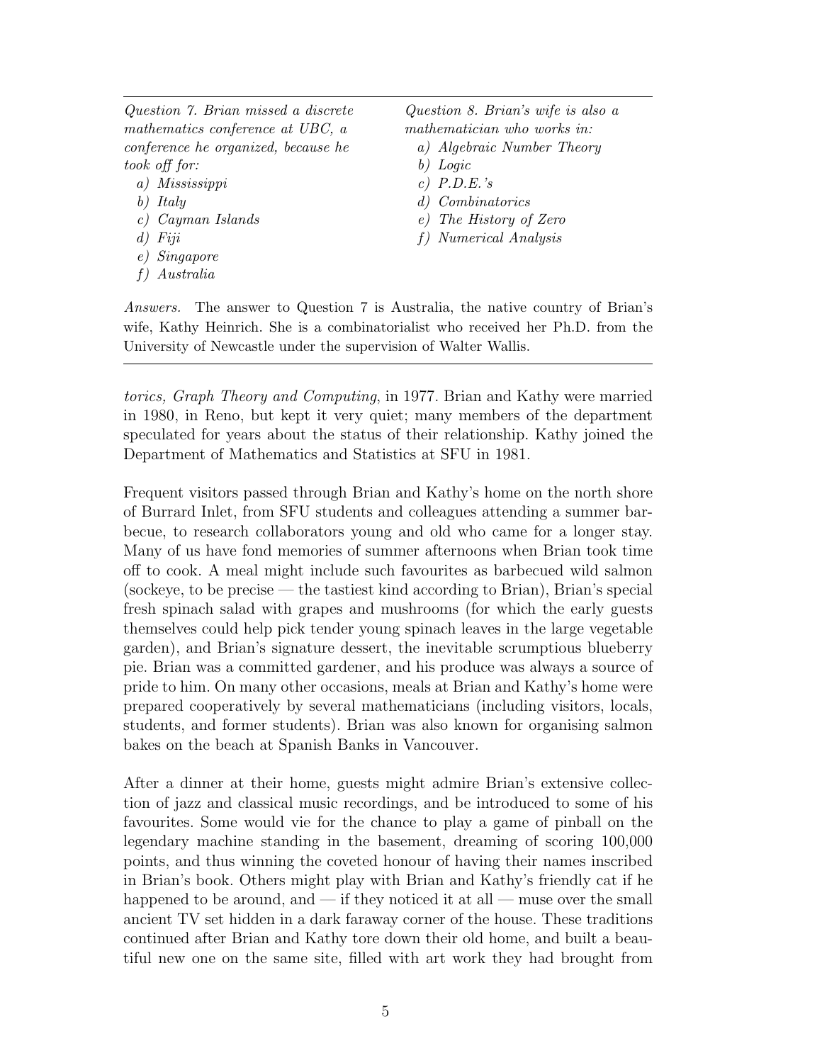---

*Question 7. Brian missed a discrete mathematics conference at UBC, a conference he organized, because he took off for:*

- *a) Mississippi*
- *b) Italy*
- *c) Cayman Islands*
- *d) Fiji*
- *e) Singapore*
- *f) Australia*

*Question 8. Brian's wife is also a mathematician who works in:*

- *a) Algebraic Number Theory*
- *b) Logic*
- *c) P.D.E.'s*
- *d) Combinatorics*
- *e) The History of Zero*
- *f) Numerical Analysis*

*Answers.* The answer to Question 7 is Australia, the native country of Brian's wife, Kathy Heinrich. She is a combinatorialist who received her Ph.D. from the University of Newcastle under the supervision of Walter Wallis.

---

*torics, Graph Theory and Computing*, in 1977. Brian and Kathy were married in 1980, in Reno, but kept it very quiet; many members of the department speculated for years about the status of their relationship. Kathy joined the Department of Mathematics and Statistics at SFU in 1981.

Frequent visitors passed through Brian and Kathy's home on the north shore of Burrard Inlet, from SFU students and colleagues attending a summer barbecue, to research collaborators young and old who came for a longer stay. Many of us have fond memories of summer afternoons when Brian took time off to cook. A meal might include such favourites as barbecued wild salmon (sockeye, to be precise — the tastiest kind according to Brian), Brian's special fresh spinach salad with grapes and mushrooms (for which the early guests themselves could help pick tender young spinach leaves in the large vegetable garden), and Brian's signature dessert, the inevitable scrumptious blueberry pie. Brian was a committed gardener, and his produce was always a source of pride to him. On many other occasions, meals at Brian and Kathy's home were prepared cooperatively by several mathematicians (including visitors, locals, students, and former students). Brian was also known for organising salmon bakes on the beach at Spanish Banks in Vancouver.

After a dinner at their home, guests might admire Brian's extensive collection of jazz and classical music recordings, and be introduced to some of his favourites. Some would vie for the chance to play a game of pinball on the legendary machine standing in the basement, dreaming of scoring 100,000 points, and thus winning the coveted honour of having their names inscribed in Brian's book. Others might play with Brian and Kathy's friendly cat if he happened to be around, and — if they noticed it at all — muse over the small ancient TV set hidden in a dark faraway corner of the house. These traditions continued after Brian and Kathy tore down their old home, and built a beautiful new one on the same site, filled with art work they had brought from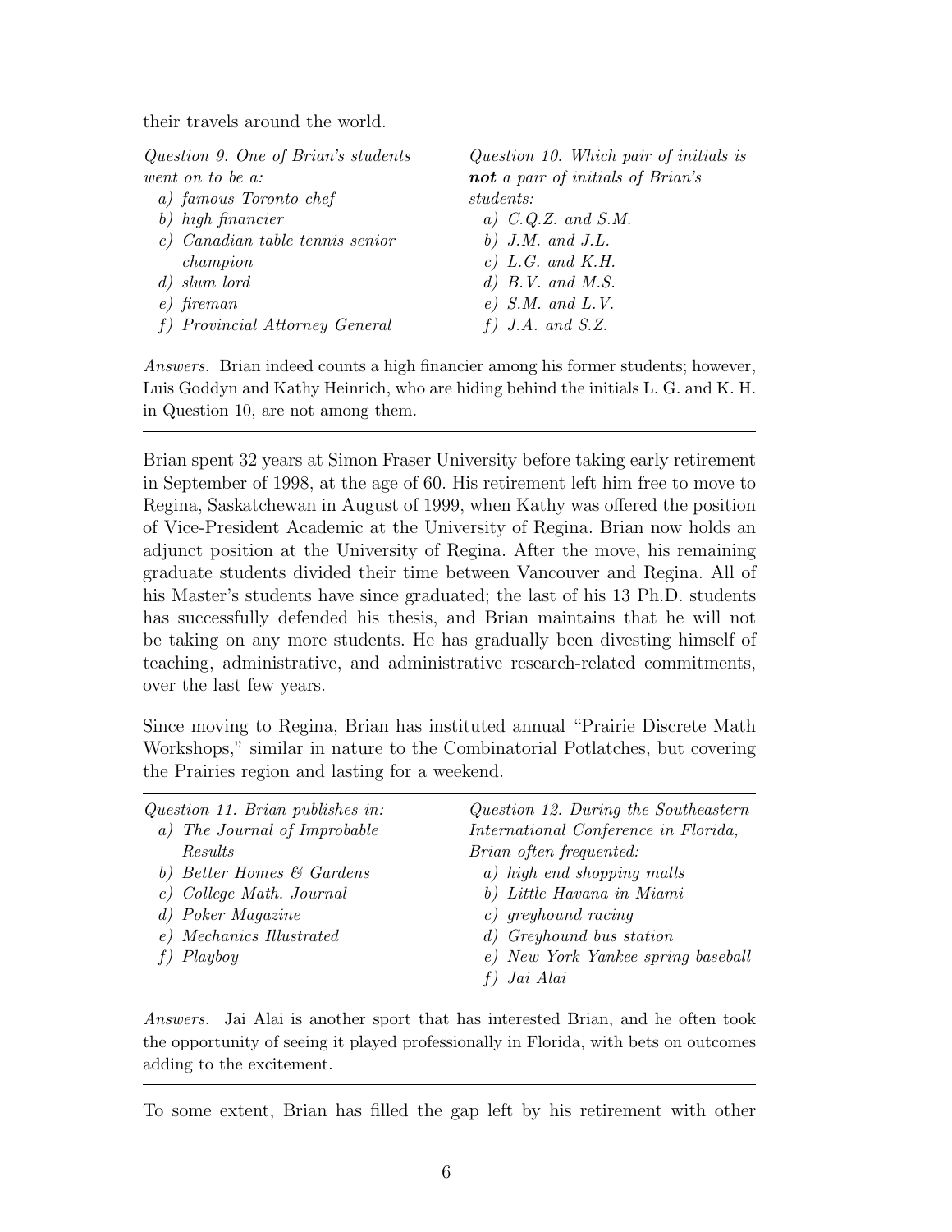their travels around the world.

---

*Question 9. One of Brian's students went on to be a:*

*a) famous Toronto chef*
*b) high financier*
*c) Canadian table tennis senior champion*
*d) slum lord*
*e) fireman*
*f) Provincial Attorney General*

*Question 10. Which pair of initials is **not** a pair of initials of Brian's students:*

*a) C.Q.Z. and S.M.*
*b) J.M. and J.L.*
*c) L.G. and K.H.*
*d) B.V. and M.S.*
*e) S.M. and L.V.*
*f) J.A. and S.Z.*

*Answers.* Brian indeed counts a high financier among his former students; however, Luis Goddyn and Kathy Heinrich, who are hiding behind the initials L. G. and K. H. in Question 10, are not among them.

---

Brian spent 32 years at Simon Fraser University before taking early retirement in September of 1998, at the age of 60. His retirement left him free to move to Regina, Saskatchewan in August of 1999, when Kathy was offered the position of Vice-President Academic at the University of Regina. Brian now holds an adjunct position at the University of Regina. After the move, his remaining graduate students divided their time between Vancouver and Regina. All of his Master's students have since graduated; the last of his 13 Ph.D. students has successfully defended his thesis, and Brian maintains that he will not be taking on any more students. He has gradually been divesting himself of teaching, administrative, and administrative research-related commitments, over the last few years.

Since moving to Regina, Brian has instituted annual "Prairie Discrete Math Workshops," similar in nature to the Combinatorial Potlatches, but covering the Prairies region and lasting for a weekend.

---

*Question 11. Brian publishes in:*

*a) The Journal of Improbable Results*
*b) Better Homes & Gardens*
*c) College Math. Journal*
*d) Poker Magazine*
*e) Mechanics Illustrated*
*f) Playboy*

*Question 12. During the Southeastern International Conference in Florida, Brian often frequented:*

*a) high end shopping malls*
*b) Little Havana in Miami*
*c) greyhound racing*
*d) Greyhound bus station*
*e) New York Yankee spring baseball*
*f) Jai Alai*

*Answers.* Jai Alai is another sport that has interested Brian, and he often took the opportunity of seeing it played professionally in Florida, with bets on outcomes adding to the excitement.

---

To some extent, Brian has filled the gap left by his retirement with other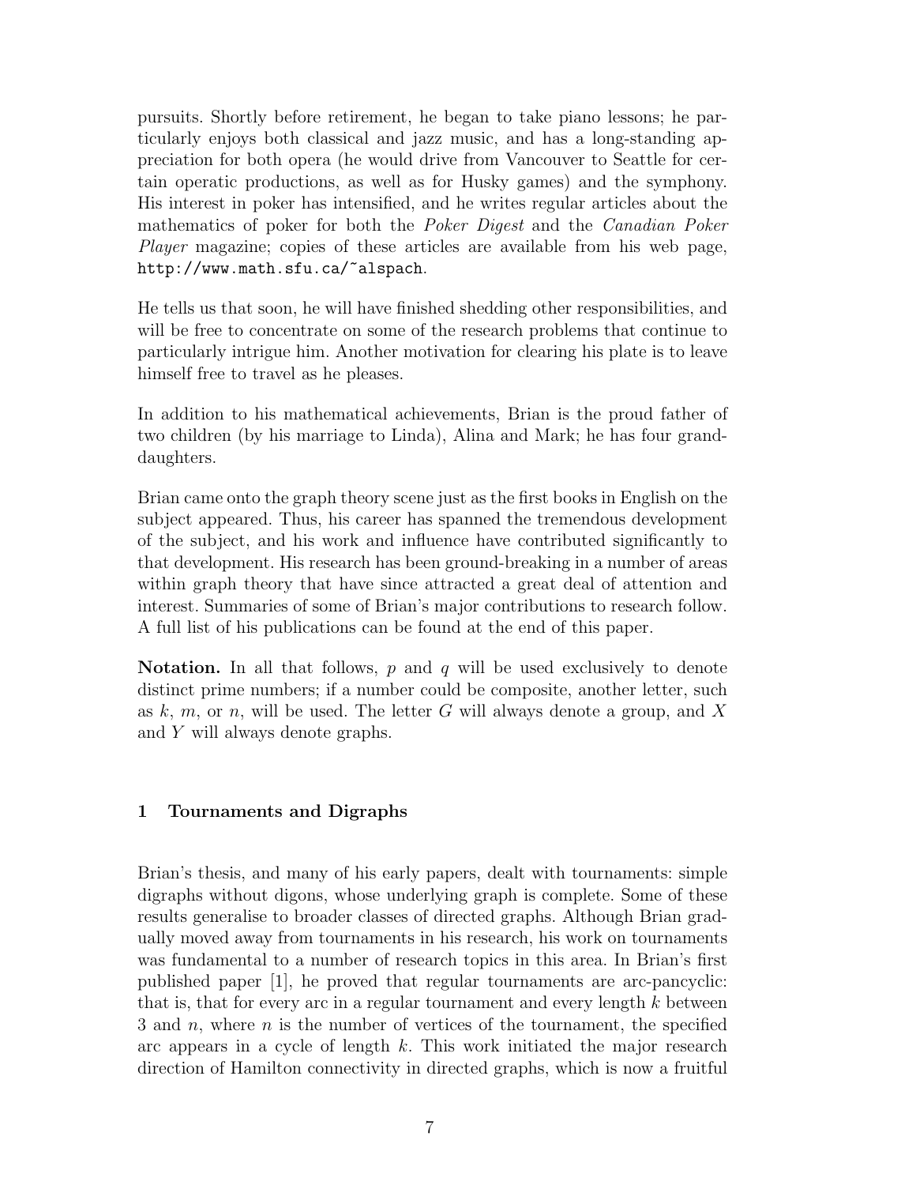pursuits. Shortly before retirement, he began to take piano lessons; he particularly enjoys both classical and jazz music, and has a long-standing appreciation for both opera (he would drive from Vancouver to Seattle for certain operatic productions, as well as for Husky games) and the symphony. His interest in poker has intensified, and he writes regular articles about the mathematics of poker for both the *Poker Digest* and the *Canadian Poker Player* magazine; copies of these articles are available from his web page, `http://www.math.sfu.ca/~alspach`.

He tells us that soon, he will have finished shedding other responsibilities, and will be free to concentrate on some of the research problems that continue to particularly intrigue him. Another motivation for clearing his plate is to leave himself free to travel as he pleases.

In addition to his mathematical achievements, Brian is the proud father of two children (by his marriage to Linda), Alina and Mark; he has four granddaughters.

Brian came onto the graph theory scene just as the first books in English on the subject appeared. Thus, his career has spanned the tremendous development of the subject, and his work and influence have contributed significantly to that development. His research has been ground-breaking in a number of areas within graph theory that have since attracted a great deal of attention and interest. Summaries of some of Brian's major contributions to research follow. A full list of his publications can be found at the end of this paper.

**Notation.** In all that follows, $p$ and $q$ will be used exclusively to denote distinct prime numbers; if a number could be composite, another letter, such as $k$, $m$, or $n$, will be used. The letter $G$ will always denote a group, and $X$ and $Y$ will always denote graphs.

## 1 Tournaments and Digraphs

Brian's thesis, and many of his early papers, dealt with tournaments: simple digraphs without digons, whose underlying graph is complete. Some of these results generalise to broader classes of directed graphs. Although Brian gradually moved away from tournaments in his research, his work on tournaments was fundamental to a number of research topics in this area. In Brian's first published paper [1], he proved that regular tournaments are arc-pancyclic: that is, that for every arc in a regular tournament and every length $k$ between 3 and $n$, where $n$ is the number of vertices of the tournament, the specified arc appears in a cycle of length $k$. This work initiated the major research direction of Hamilton connectivity in directed graphs, which is now a fruitful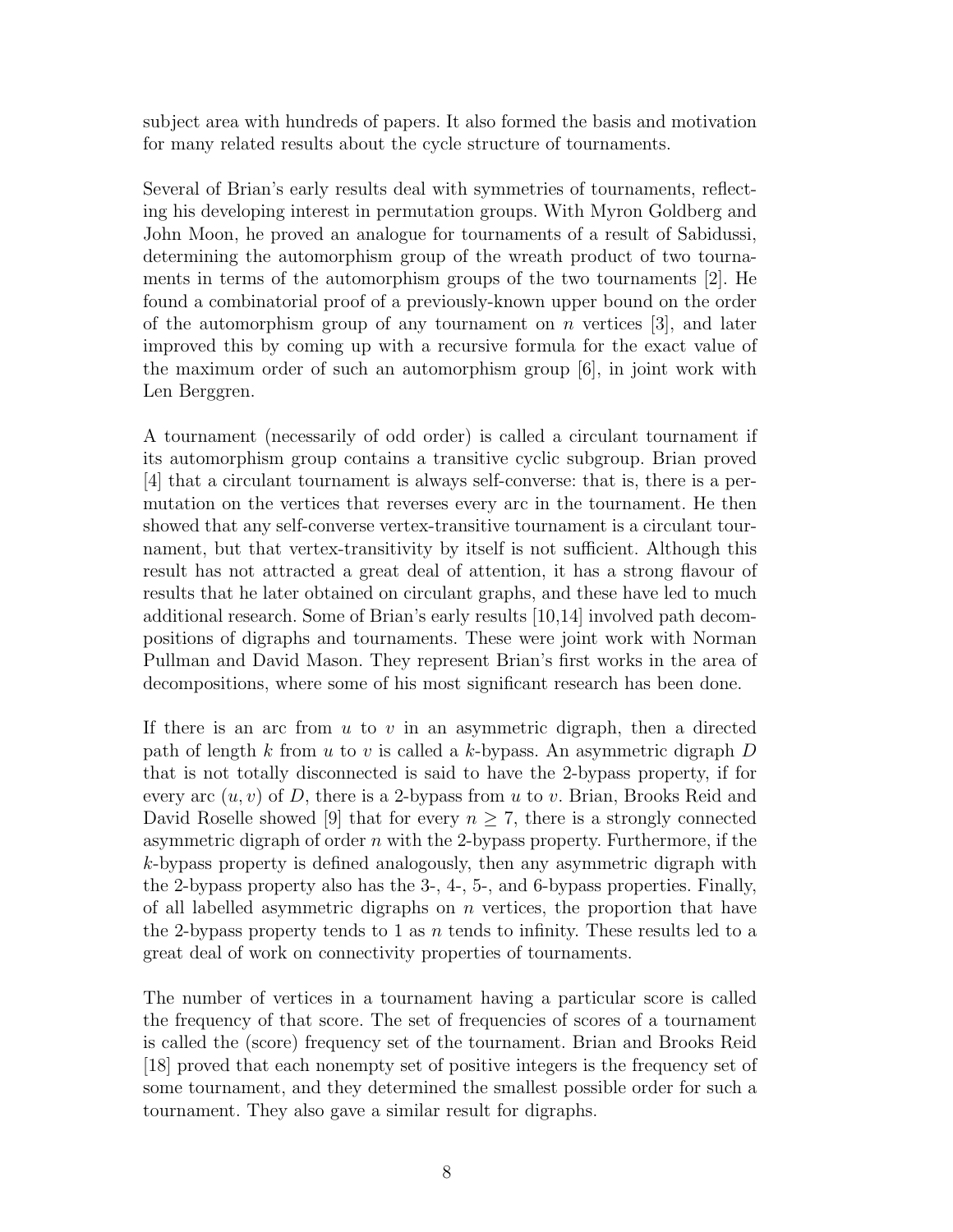subject area with hundreds of papers. It also formed the basis and motivation for many related results about the cycle structure of tournaments.

Several of Brian's early results deal with symmetries of tournaments, reflecting his developing interest in permutation groups. With Myron Goldberg and John Moon, he proved an analogue for tournaments of a result of Sabidussi, determining the automorphism group of the wreath product of two tournaments in terms of the automorphism groups of the two tournaments [2]. He found a combinatorial proof of a previously-known upper bound on the order of the automorphism group of any tournament on $n$ vertices [3], and later improved this by coming up with a recursive formula for the exact value of the maximum order of such an automorphism group [6], in joint work with Len Berggren.

A tournament (necessarily of odd order) is called a circulant tournament if its automorphism group contains a transitive cyclic subgroup. Brian proved [4] that a circulant tournament is always self-converse: that is, there is a permutation on the vertices that reverses every arc in the tournament. He then showed that any self-converse vertex-transitive tournament is a circulant tournament, but that vertex-transitivity by itself is not sufficient. Although this result has not attracted a great deal of attention, it has a strong flavour of results that he later obtained on circulant graphs, and these have led to much additional research. Some of Brian's early results [10,14] involved path decompositions of digraphs and tournaments. These were joint work with Norman Pullman and David Mason. They represent Brian's first works in the area of decompositions, where some of his most significant research has been done.

If there is an arc from $u$ to $v$ in an asymmetric digraph, then a directed path of length $k$ from $u$ to $v$ is called a $k$-bypass. An asymmetric digraph $D$ that is not totally disconnected is said to have the 2-bypass property, if for every arc $(u, v)$ of $D$, there is a 2-bypass from $u$ to $v$. Brian, Brooks Reid and David Roselle showed [9] that for every $n \geq 7$, there is a strongly connected asymmetric digraph of order $n$ with the 2-bypass property. Furthermore, if the $k$-bypass property is defined analogously, then any asymmetric digraph with the 2-bypass property also has the 3-, 4-, 5-, and 6-bypass properties. Finally, of all labelled asymmetric digraphs on $n$ vertices, the proportion that have the 2-bypass property tends to 1 as $n$ tends to infinity. These results led to a great deal of work on connectivity properties of tournaments.

The number of vertices in a tournament having a particular score is called the frequency of that score. The set of frequencies of scores of a tournament is called the (score) frequency set of the tournament. Brian and Brooks Reid [18] proved that each nonempty set of positive integers is the frequency set of some tournament, and they determined the smallest possible order for such a tournament. They also gave a similar result for digraphs.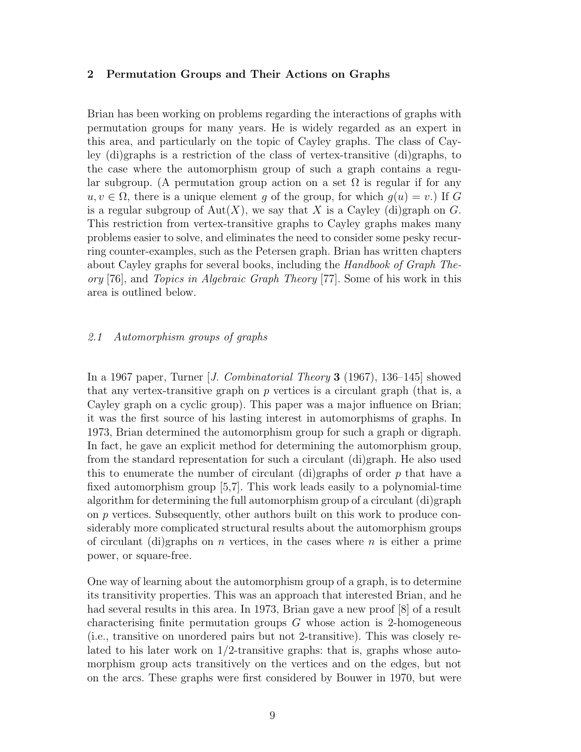## 2 Permutation Groups and Their Actions on Graphs

Brian has been working on problems regarding the interactions of graphs with permutation groups for many years. He is widely regarded as an expert in this area, and particularly on the topic of Cayley graphs. The class of Cayley (di)graphs is a restriction of the class of vertex-transitive (di)graphs, to the case where the automorphism group of such a graph contains a regular subgroup. (A permutation group action on a set $\Omega$ is regular if for any $u, v \in \Omega$, there is a unique element $g$ of the group, for which $g(u) = v$.) If $G$ is a regular subgroup of $\mathrm{Aut}(X)$, we say that $X$ is a Cayley (di)graph on $G$. This restriction from vertex-transitive graphs to Cayley graphs makes many problems easier to solve, and eliminates the need to consider some pesky recurring counter-examples, such as the Petersen graph. Brian has written chapters about Cayley graphs for several books, including the *Handbook of Graph Theory* [76], and *Topics in Algebraic Graph Theory* [77]. Some of his work in this area is outlined below.

### *2.1 Automorphism groups of graphs*

In a 1967 paper, Turner [*J. Combinatorial Theory* **3** (1967), 136–145] showed that any vertex-transitive graph on $p$ vertices is a circulant graph (that is, a Cayley graph on a cyclic group). This paper was a major influence on Brian; it was the first source of his lasting interest in automorphisms of graphs. In 1973, Brian determined the automorphism group for such a graph or digraph. In fact, he gave an explicit method for determining the automorphism group, from the standard representation for such a circulant (di)graph. He also used this to enumerate the number of circulant (di)graphs of order $p$ that have a fixed automorphism group [5,7]. This work leads easily to a polynomial-time algorithm for determining the full automorphism group of a circulant (di)graph on $p$ vertices. Subsequently, other authors built on this work to produce considerably more complicated structural results about the automorphism groups of circulant (di)graphs on $n$ vertices, in the cases where $n$ is either a prime power, or square-free.

One way of learning about the automorphism group of a graph, is to determine its transitivity properties. This was an approach that interested Brian, and he had several results in this area. In 1973, Brian gave a new proof [8] of a result characterising finite permutation groups $G$ whose action is 2-homogeneous (i.e., transitive on unordered pairs but not 2-transitive). This was closely related to his later work on 1/2-transitive graphs: that is, graphs whose automorphism group acts transitively on the vertices and on the edges, but not on the arcs. These graphs were first considered by Bouwer in 1970, but were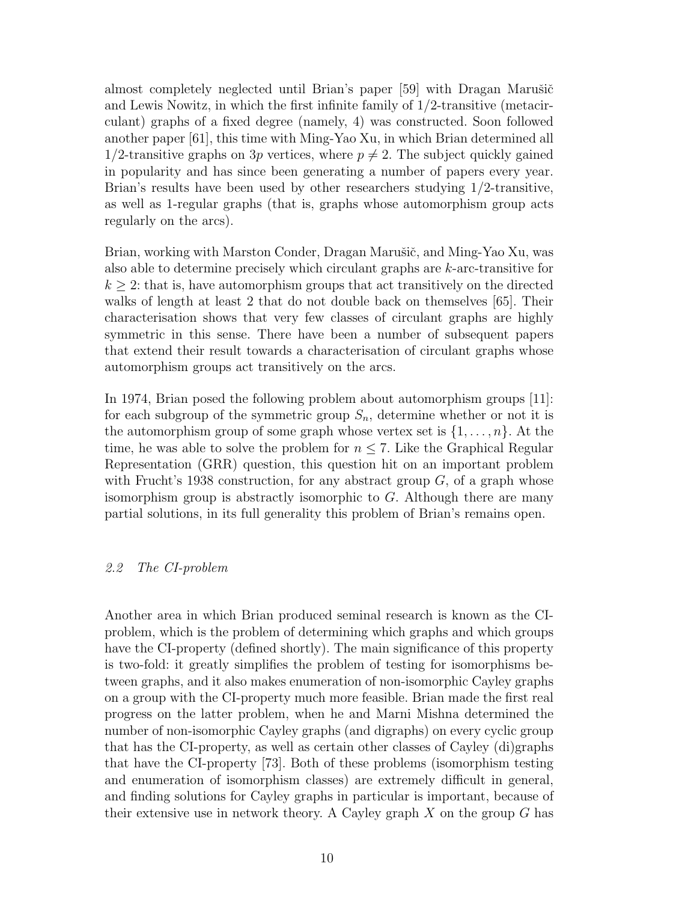almost completely neglected until Brian's paper [59] with Dragan Marušič and Lewis Nowitz, in which the first infinite family of 1/2-transitive (metacirculant) graphs of a fixed degree (namely, 4) was constructed. Soon followed another paper [61], this time with Ming-Yao Xu, in which Brian determined all 1/2-transitive graphs on $3p$ vertices, where $p \neq 2$. The subject quickly gained in popularity and has since been generating a number of papers every year. Brian's results have been used by other researchers studying 1/2-transitive, as well as 1-regular graphs (that is, graphs whose automorphism group acts regularly on the arcs).

Brian, working with Marston Conder, Dragan Marušič, and Ming-Yao Xu, was also able to determine precisely which circulant graphs are $k$-arc-transitive for $k \geq 2$: that is, have automorphism groups that act transitively on the directed walks of length at least 2 that do not double back on themselves [65]. Their characterisation shows that very few classes of circulant graphs are highly symmetric in this sense. There have been a number of subsequent papers that extend their result towards a characterisation of circulant graphs whose automorphism groups act transitively on the arcs.

In 1974, Brian posed the following problem about automorphism groups [11]: for each subgroup of the symmetric group $S_n$, determine whether or not it is the automorphism group of some graph whose vertex set is $\{1, \ldots, n\}$. At the time, he was able to solve the problem for $n \leq 7$. Like the Graphical Regular Representation (GRR) question, this question hit on an important problem with Frucht's 1938 construction, for any abstract group $G$, of a graph whose isomorphism group is abstractly isomorphic to $G$. Although there are many partial solutions, in its full generality this problem of Brian's remains open.

### *2.2 The CI-problem*

Another area in which Brian produced seminal research is known as the CI-problem, which is the problem of determining which graphs and which groups have the CI-property (defined shortly). The main significance of this property is two-fold: it greatly simplifies the problem of testing for isomorphisms between graphs, and it also makes enumeration of non-isomorphic Cayley graphs on a group with the CI-property much more feasible. Brian made the first real progress on the latter problem, when he and Marni Mishna determined the number of non-isomorphic Cayley graphs (and digraphs) on every cyclic group that has the CI-property, as well as certain other classes of Cayley (di)graphs that have the CI-property [73]. Both of these problems (isomorphism testing and enumeration of isomorphism classes) are extremely difficult in general, and finding solutions for Cayley graphs in particular is important, because of their extensive use in network theory. A Cayley graph $X$ on the group $G$ has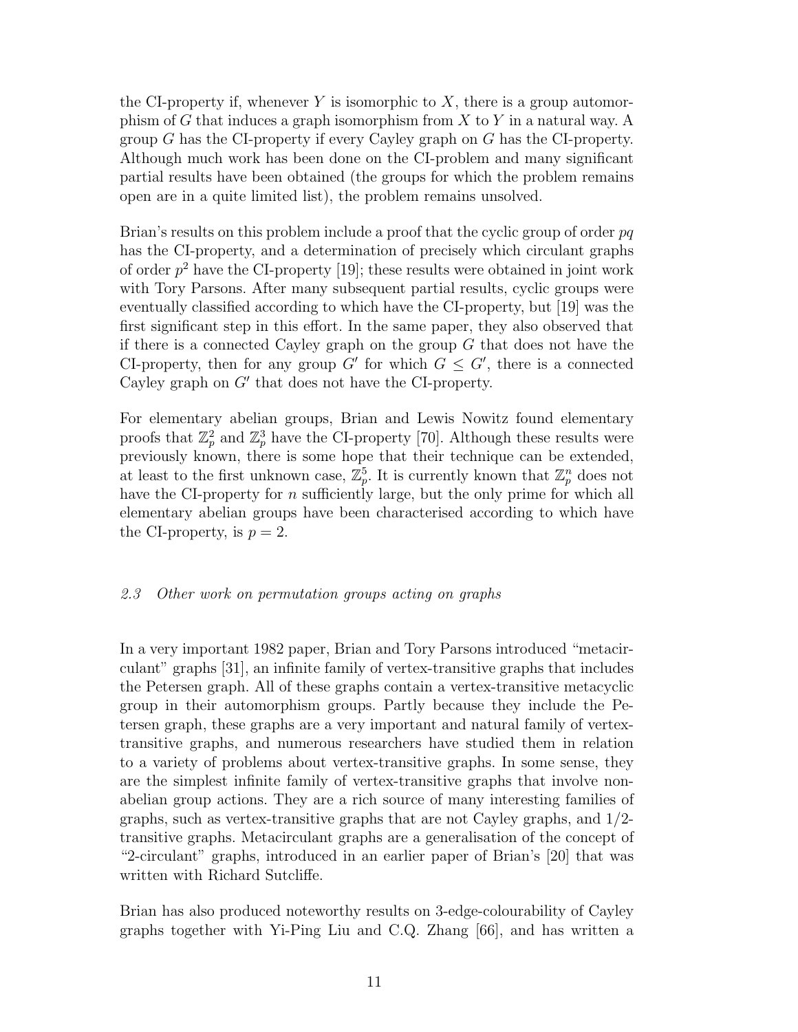the CI-property if, whenever $Y$ is isomorphic to $X$, there is a group automorphism of $G$ that induces a graph isomorphism from $X$ to $Y$ in a natural way. A group $G$ has the CI-property if every Cayley graph on $G$ has the CI-property. Although much work has been done on the CI-problem and many significant partial results have been obtained (the groups for which the problem remains open are in a quite limited list), the problem remains unsolved.

Brian's results on this problem include a proof that the cyclic group of order $pq$ has the CI-property, and a determination of precisely which circulant graphs of order $p^2$ have the CI-property [19]; these results were obtained in joint work with Tory Parsons. After many subsequent partial results, cyclic groups were eventually classified according to which have the CI-property, but [19] was the first significant step in this effort. In the same paper, they also observed that if there is a connected Cayley graph on the group $G$ that does not have the CI-property, then for any group $G'$ for which $G \leq G'$, there is a connected Cayley graph on $G'$ that does not have the CI-property.

For elementary abelian groups, Brian and Lewis Nowitz found elementary proofs that $\mathbb{Z}_p^2$ and $\mathbb{Z}_p^3$ have the CI-property [70]. Although these results were previously known, there is some hope that their technique can be extended, at least to the first unknown case, $\mathbb{Z}_p^5$. It is currently known that $\mathbb{Z}_p^n$ does not have the CI-property for $n$ sufficiently large, but the only prime for which all elementary abelian groups have been characterised according to which have the CI-property, is $p = 2$.

### *2.3 Other work on permutation groups acting on graphs*

In a very important 1982 paper, Brian and Tory Parsons introduced "metacirculant" graphs [31], an infinite family of vertex-transitive graphs that includes the Petersen graph. All of these graphs contain a vertex-transitive metacyclic group in their automorphism groups. Partly because they include the Petersen graph, these graphs are a very important and natural family of vertex-transitive graphs, and numerous researchers have studied them in relation to a variety of problems about vertex-transitive graphs. In some sense, they are the simplest infinite family of vertex-transitive graphs that involve non-abelian group actions. They are a rich source of many interesting families of graphs, such as vertex-transitive graphs that are not Cayley graphs, and 1/2-transitive graphs. Metacirculant graphs are a generalisation of the concept of "2-circulant" graphs, introduced in an earlier paper of Brian's [20] that was written with Richard Sutcliffe.

Brian has also produced noteworthy results on 3-edge-colourability of Cayley graphs together with Yi-Ping Liu and C.Q. Zhang [66], and has written a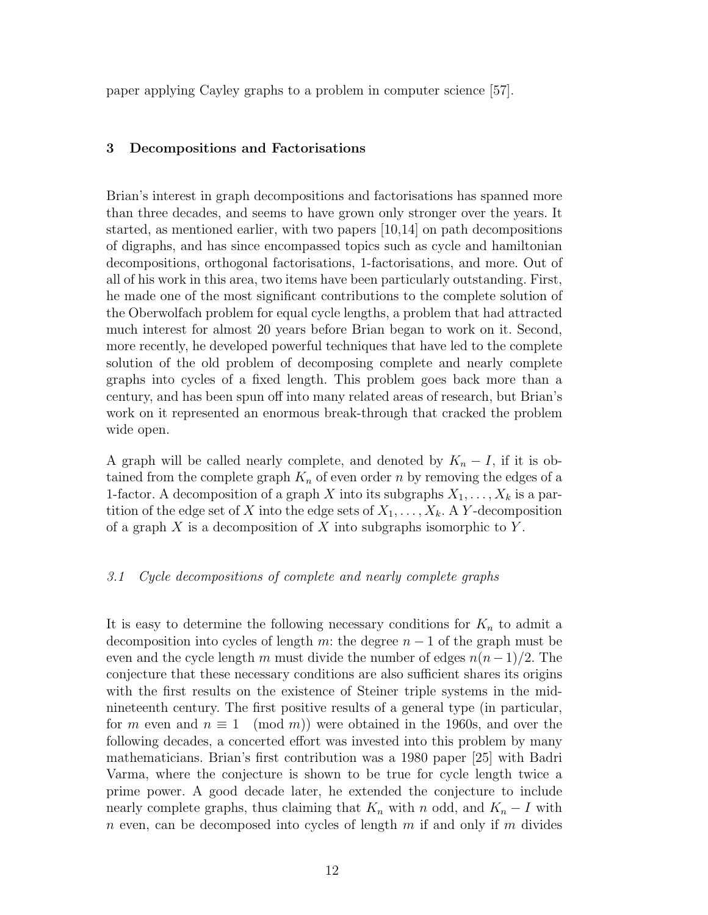paper applying Cayley graphs to a problem in computer science [57].

## 3 Decompositions and Factorisations

Brian's interest in graph decompositions and factorisations has spanned more than three decades, and seems to have grown only stronger over the years. It started, as mentioned earlier, with two papers [10,14] on path decompositions of digraphs, and has since encompassed topics such as cycle and hamiltonian decompositions, orthogonal factorisations, 1-factorisations, and more. Out of all of his work in this area, two items have been particularly outstanding. First, he made one of the most significant contributions to the complete solution of the Oberwolfach problem for equal cycle lengths, a problem that had attracted much interest for almost 20 years before Brian began to work on it. Second, more recently, he developed powerful techniques that have led to the complete solution of the old problem of decomposing complete and nearly complete graphs into cycles of a fixed length. This problem goes back more than a century, and has been spun off into many related areas of research, but Brian's work on it represented an enormous break-through that cracked the problem wide open.

A graph will be called nearly complete, and denoted by $K_n - I$, if it is obtained from the complete graph $K_n$ of even order $n$ by removing the edges of a 1-factor. A decomposition of a graph $X$ into its subgraphs $X_1, \ldots, X_k$ is a partition of the edge set of $X$ into the edge sets of $X_1, \ldots, X_k$. A $Y$-decomposition of a graph $X$ is a decomposition of $X$ into subgraphs isomorphic to $Y$.

### *3.1 Cycle decompositions of complete and nearly complete graphs*

It is easy to determine the following necessary conditions for $K_n$ to admit a decomposition into cycles of length $m$: the degree $n-1$ of the graph must be even and the cycle length $m$ must divide the number of edges $n(n-1)/2$. The conjecture that these necessary conditions are also sufficient shares its origins with the first results on the existence of Steiner triple systems in the mid-nineteenth century. The first positive results of a general type (in particular, for $m$ even and $n \equiv 1 \pmod{m}$) were obtained in the 1960s, and over the following decades, a concerted effort was invested into this problem by many mathematicians. Brian's first contribution was a 1980 paper [25] with Badri Varma, where the conjecture is shown to be true for cycle length twice a prime power. A good decade later, he extended the conjecture to include nearly complete graphs, thus claiming that $K_n$ with $n$ odd, and $K_n - I$ with $n$ even, can be decomposed into cycles of length $m$ if and only if $m$ divides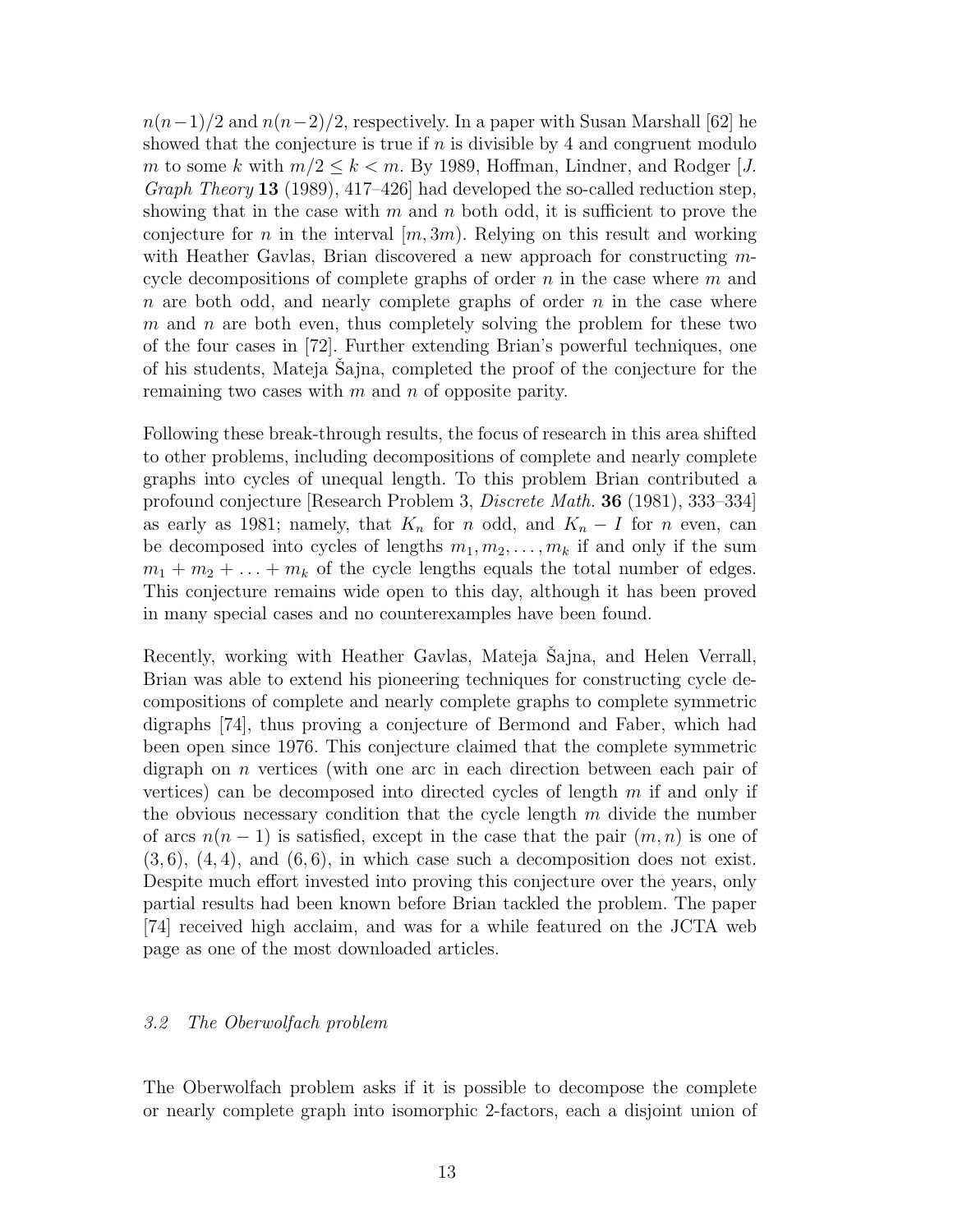$n(n-1)/2$ and $n(n-2)/2$, respectively. In a paper with Susan Marshall [62] he showed that the conjecture is true if $n$ is divisible by 4 and congruent modulo $m$ to some $k$ with $m/2 \leq k < m$. By 1989, Hoffman, Lindner, and Rodger [*J. Graph Theory* **13** (1989), 417–426] had developed the so-called reduction step, showing that in the case with $m$ and $n$ both odd, it is sufficient to prove the conjecture for $n$ in the interval $[m, 3m)$. Relying on this result and working with Heather Gavlas, Brian discovered a new approach for constructing $m$-cycle decompositions of complete graphs of order $n$ in the case where $m$ and $n$ are both odd, and nearly complete graphs of order $n$ in the case where $m$ and $n$ are both even, thus completely solving the problem for these two of the four cases in [72]. Further extending Brian's powerful techniques, one of his students, Mateja Šajna, completed the proof of the conjecture for the remaining two cases with $m$ and $n$ of opposite parity.

Following these break-through results, the focus of research in this area shifted to other problems, including decompositions of complete and nearly complete graphs into cycles of unequal length. To this problem Brian contributed a profound conjecture [Research Problem 3, *Discrete Math.* **36** (1981), 333–334] as early as 1981; namely, that $K_n$ for $n$ odd, and $K_n - I$ for $n$ even, can be decomposed into cycles of lengths $m_1, m_2, \ldots, m_k$ if and only if the sum $m_1 + m_2 + \ldots + m_k$ of the cycle lengths equals the total number of edges. This conjecture remains wide open to this day, although it has been proved in many special cases and no counterexamples have been found.

Recently, working with Heather Gavlas, Mateja Šajna, and Helen Verrall, Brian was able to extend his pioneering techniques for constructing cycle decompositions of complete and nearly complete graphs to complete symmetric digraphs [74], thus proving a conjecture of Bermond and Faber, which had been open since 1976. This conjecture claimed that the complete symmetric digraph on $n$ vertices (with one arc in each direction between each pair of vertices) can be decomposed into directed cycles of length $m$ if and only if the obvious necessary condition that the cycle length $m$ divide the number of arcs $n(n-1)$ is satisfied, except in the case that the pair $(m, n)$ is one of $(3, 6)$, $(4, 4)$, and $(6, 6)$, in which case such a decomposition does not exist. Despite much effort invested into proving this conjecture over the years, only partial results had been known before Brian tackled the problem. The paper [74] received high acclaim, and was for a while featured on the JCTA web page as one of the most downloaded articles.

### *3.2 The Oberwolfach problem*

The Oberwolfach problem asks if it is possible to decompose the complete or nearly complete graph into isomorphic 2-factors, each a disjoint union of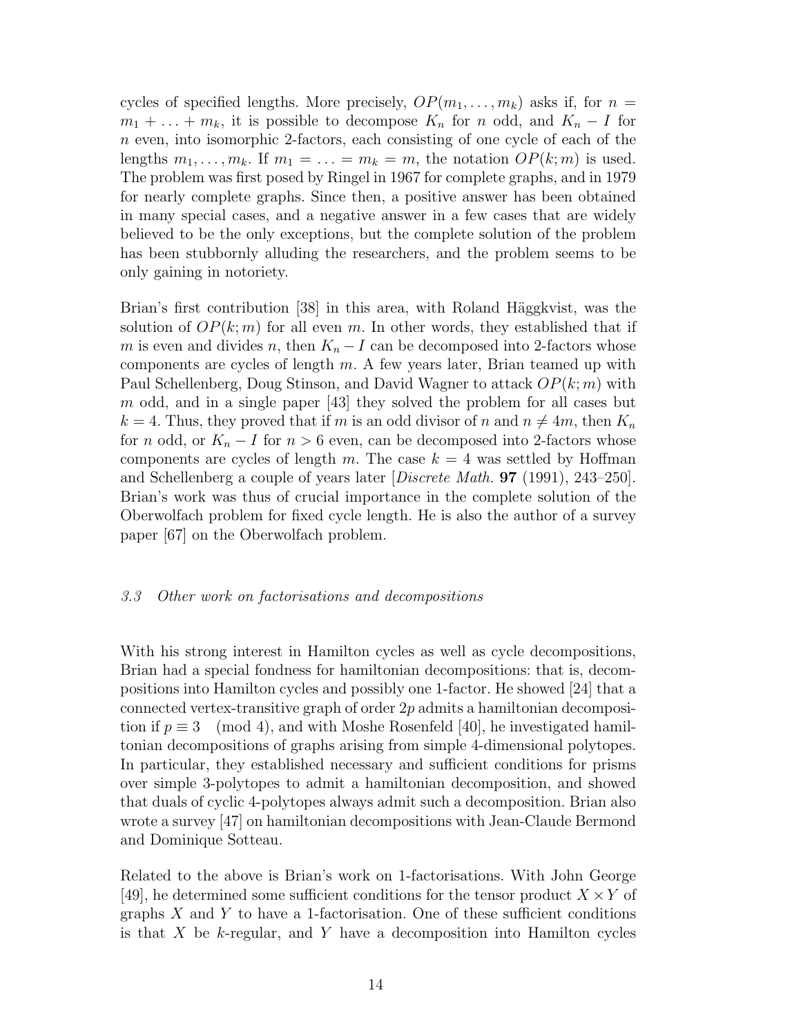cycles of specified lengths. More precisely, $OP(m_1, \ldots, m_k)$ asks if, for $n = m_1 + \ldots + m_k$, it is possible to decompose $K_n$ for $n$ odd, and $K_n - I$ for $n$ even, into isomorphic 2-factors, each consisting of one cycle of each of the lengths $m_1, \ldots, m_k$. If $m_1 = \ldots = m_k = m$, the notation $OP(k; m)$ is used. The problem was first posed by Ringel in 1967 for complete graphs, and in 1979 for nearly complete graphs. Since then, a positive answer has been obtained in many special cases, and a negative answer in a few cases that are widely believed to be the only exceptions, but the complete solution of the problem has been stubbornly alluding the researchers, and the problem seems to be only gaining in notoriety.

Brian's first contribution [38] in this area, with Roland Häggkvist, was the solution of $OP(k; m)$ for all even $m$. In other words, they established that if $m$ is even and divides $n$, then $K_n - I$ can be decomposed into 2-factors whose components are cycles of length $m$. A few years later, Brian teamed up with Paul Schellenberg, Doug Stinson, and David Wagner to attack $OP(k; m)$ with $m$ odd, and in a single paper [43] they solved the problem for all cases but $k = 4$. Thus, they proved that if $m$ is an odd divisor of $n$ and $n \neq 4m$, then $K_n$ for $n$ odd, or $K_n - I$ for $n > 6$ even, can be decomposed into 2-factors whose components are cycles of length $m$. The case $k = 4$ was settled by Hoffman and Schellenberg a couple of years later [*Discrete Math.* **97** (1991), 243–250]. Brian's work was thus of crucial importance in the complete solution of the Oberwolfach problem for fixed cycle length. He is also the author of a survey paper [67] on the Oberwolfach problem.

### *3.3 Other work on factorisations and decompositions*

With his strong interest in Hamilton cycles as well as cycle decompositions, Brian had a special fondness for hamiltonian decompositions: that is, decompositions into Hamilton cycles and possibly one 1-factor. He showed [24] that a connected vertex-transitive graph of order $2p$ admits a hamiltonian decomposition if $p \equiv 3 \pmod 4$, and with Moshe Rosenfeld [40], he investigated hamiltonian decompositions of graphs arising from simple 4-dimensional polytopes. In particular, they established necessary and sufficient conditions for prisms over simple 3-polytopes to admit a hamiltonian decomposition, and showed that duals of cyclic 4-polytopes always admit such a decomposition. Brian also wrote a survey [47] on hamiltonian decompositions with Jean-Claude Bermond and Dominique Sotteau.

Related to the above is Brian's work on 1-factorisations. With John George [49], he determined some sufficient conditions for the tensor product $X \times Y$ of graphs $X$ and $Y$ to have a 1-factorisation. One of these sufficient conditions is that $X$ be $k$-regular, and $Y$ have a decomposition into Hamilton cycles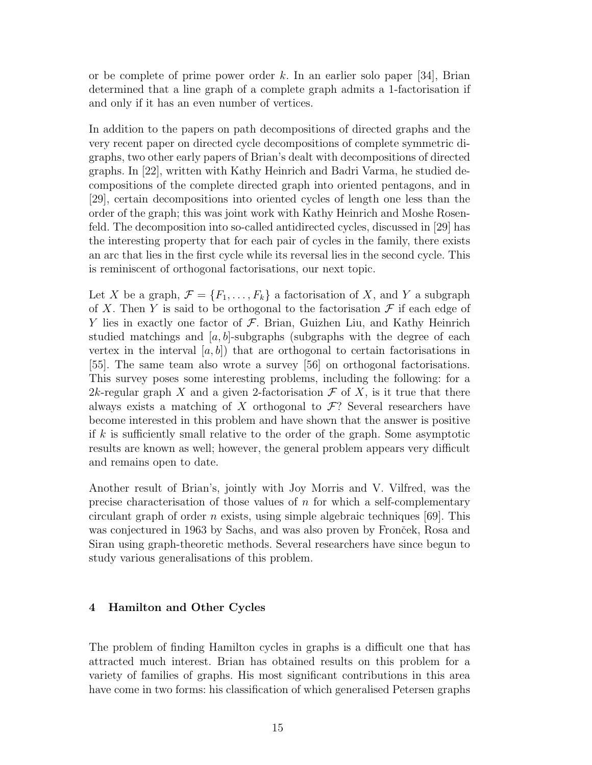or be complete of prime power order $k$. In an earlier solo paper [34], Brian determined that a line graph of a complete graph admits a 1-factorisation if and only if it has an even number of vertices.

In addition to the papers on path decompositions of directed graphs and the very recent paper on directed cycle decompositions of complete symmetric digraphs, two other early papers of Brian's dealt with decompositions of directed graphs. In [22], written with Kathy Heinrich and Badri Varma, he studied decompositions of the complete directed graph into oriented pentagons, and in [29], certain decompositions into oriented cycles of length one less than the order of the graph; this was joint work with Kathy Heinrich and Moshe Rosenfeld. The decomposition into so-called antidirected cycles, discussed in [29] has the interesting property that for each pair of cycles in the family, there exists an arc that lies in the first cycle while its reversal lies in the second cycle. This is reminiscent of orthogonal factorisations, our next topic.

Let $X$ be a graph, $\mathcal{F} = \{F_1, \ldots, F_k\}$ a factorisation of $X$, and $Y$ a subgraph of $X$. Then $Y$ is said to be orthogonal to the factorisation $\mathcal{F}$ if each edge of $Y$ lies in exactly one factor of $\mathcal{F}$. Brian, Guizhen Liu, and Kathy Heinrich studied matchings and $[a, b]$-subgraphs (subgraphs with the degree of each vertex in the interval $[a, b]$) that are orthogonal to certain factorisations in [55]. The same team also wrote a survey [56] on orthogonal factorisations. This survey poses some interesting problems, including the following: for a $2k$-regular graph $X$ and a given 2-factorisation $\mathcal{F}$ of $X$, is it true that there always exists a matching of $X$ orthogonal to $\mathcal{F}$? Several researchers have become interested in this problem and have shown that the answer is positive if $k$ is sufficiently small relative to the order of the graph. Some asymptotic results are known as well; however, the general problem appears very difficult and remains open to date.

Another result of Brian's, jointly with Joy Morris and V. Vilfred, was the precise characterisation of those values of $n$ for which a self-complementary circulant graph of order $n$ exists, using simple algebraic techniques [69]. This was conjectured in 1963 by Sachs, and was also proven by Fronček, Rosa and Siran using graph-theoretic methods. Several researchers have since begun to study various generalisations of this problem.

## 4 Hamilton and Other Cycles

The problem of finding Hamilton cycles in graphs is a difficult one that has attracted much interest. Brian has obtained results on this problem for a variety of families of graphs. His most significant contributions in this area have come in two forms: his classification of which generalised Petersen graphs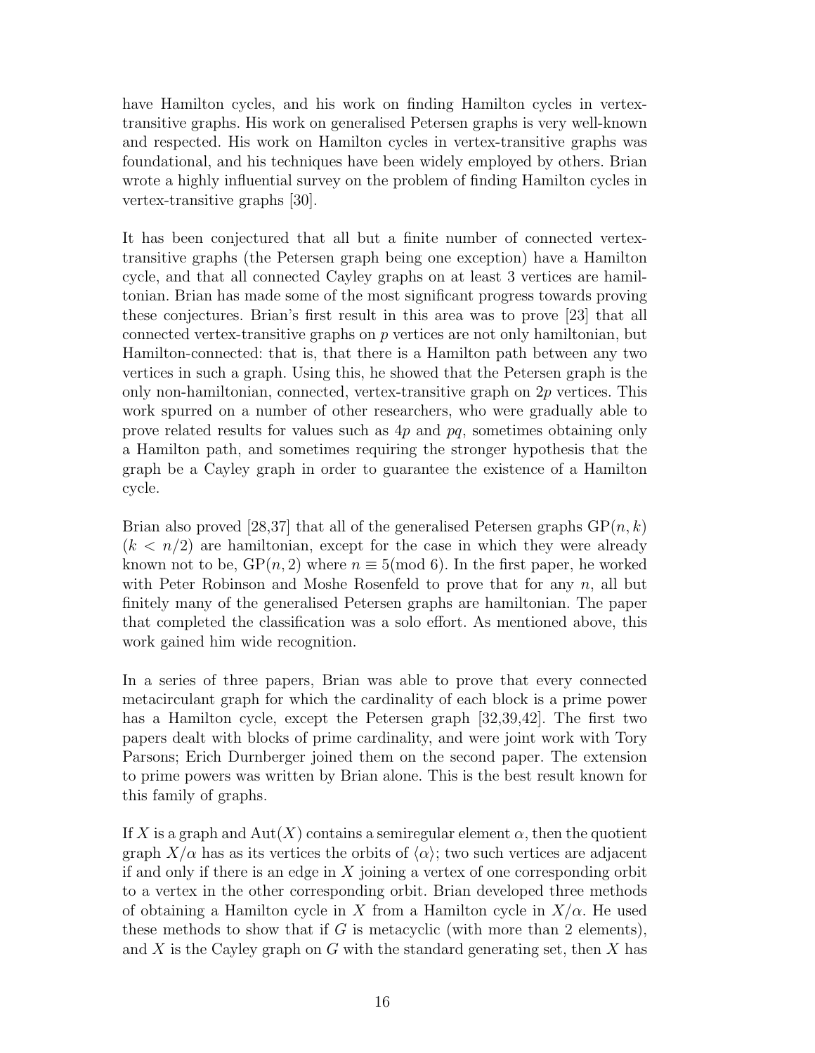have Hamilton cycles, and his work on finding Hamilton cycles in vertex-transitive graphs. His work on generalised Petersen graphs is very well-known and respected. His work on Hamilton cycles in vertex-transitive graphs was foundational, and his techniques have been widely employed by others. Brian wrote a highly influential survey on the problem of finding Hamilton cycles in vertex-transitive graphs [30].

It has been conjectured that all but a finite number of connected vertex-transitive graphs (the Petersen graph being one exception) have a Hamilton cycle, and that all connected Cayley graphs on at least 3 vertices are hamiltonian. Brian has made some of the most significant progress towards proving these conjectures. Brian's first result in this area was to prove [23] that all connected vertex-transitive graphs on $p$ vertices are not only hamiltonian, but Hamilton-connected: that is, that there is a Hamilton path between any two vertices in such a graph. Using this, he showed that the Petersen graph is the only non-hamiltonian, connected, vertex-transitive graph on $2p$ vertices. This work spurred on a number of other researchers, who were gradually able to prove related results for values such as $4p$ and $pq$, sometimes obtaining only a Hamilton path, and sometimes requiring the stronger hypothesis that the graph be a Cayley graph in order to guarantee the existence of a Hamilton cycle.

Brian also proved [28,37] that all of the generalised Petersen graphs $\mathrm{GP}(n, k)$ ($k < n/2$) are hamiltonian, except for the case in which they were already known not to be, $\mathrm{GP}(n, 2)$ where $n \equiv 5 \pmod 6$. In the first paper, he worked with Peter Robinson and Moshe Rosenfeld to prove that for any $n$, all but finitely many of the generalised Petersen graphs are hamiltonian. The paper that completed the classification was a solo effort. As mentioned above, this work gained him wide recognition.

In a series of three papers, Brian was able to prove that every connected metacirculant graph for which the cardinality of each block is a prime power has a Hamilton cycle, except the Petersen graph [32,39,42]. The first two papers dealt with blocks of prime cardinality, and were joint work with Tory Parsons; Erich Durnberger joined them on the second paper. The extension to prime powers was written by Brian alone. This is the best result known for this family of graphs.

If $X$ is a graph and $\mathrm{Aut}(X)$ contains a semiregular element $\alpha$, then the quotient graph $X/\alpha$ has as its vertices the orbits of $\langle\alpha\rangle$; two such vertices are adjacent if and only if there is an edge in $X$ joining a vertex of one corresponding orbit to a vertex in the other corresponding orbit. Brian developed three methods of obtaining a Hamilton cycle in $X$ from a Hamilton cycle in $X/\alpha$. He used these methods to show that if $G$ is metacyclic (with more than 2 elements), and $X$ is the Cayley graph on $G$ with the standard generating set, then $X$ has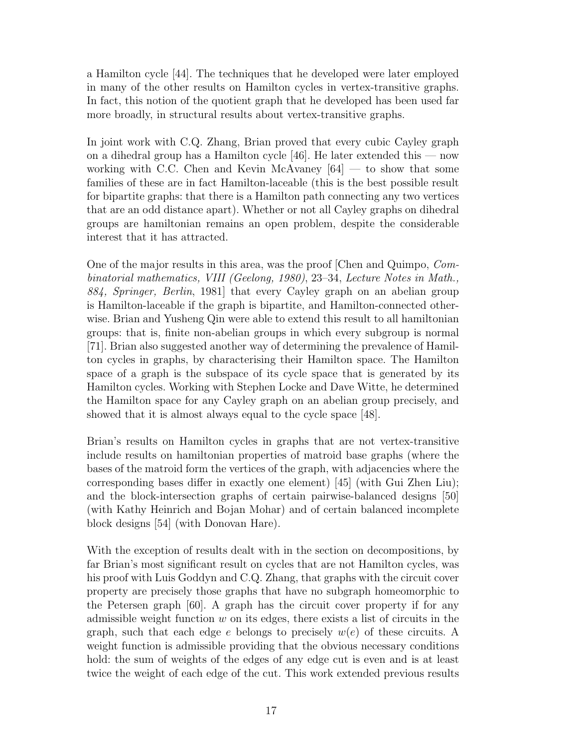a Hamilton cycle [44]. The techniques that he developed were later employed in many of the other results on Hamilton cycles in vertex-transitive graphs. In fact, this notion of the quotient graph that he developed has been used far more broadly, in structural results about vertex-transitive graphs.

In joint work with C.Q. Zhang, Brian proved that every cubic Cayley graph on a dihedral group has a Hamilton cycle [46]. He later extended this — now working with C.C. Chen and Kevin McAvaney [64] — to show that some families of these are in fact Hamilton-laceable (this is the best possible result for bipartite graphs: that there is a Hamilton path connecting any two vertices that are an odd distance apart). Whether or not all Cayley graphs on dihedral groups are hamiltonian remains an open problem, despite the considerable interest that it has attracted.

One of the major results in this area, was the proof [Chen and Quimpo, *Combinatorial mathematics, VIII (Geelong, 1980)*, 23–34, *Lecture Notes in Math., 884, Springer, Berlin*, 1981] that every Cayley graph on an abelian group is Hamilton-laceable if the graph is bipartite, and Hamilton-connected otherwise. Brian and Yusheng Qin were able to extend this result to all hamiltonian groups: that is, finite non-abelian groups in which every subgroup is normal [71]. Brian also suggested another way of determining the prevalence of Hamilton cycles in graphs, by characterising their Hamilton space. The Hamilton space of a graph is the subspace of its cycle space that is generated by its Hamilton cycles. Working with Stephen Locke and Dave Witte, he determined the Hamilton space for any Cayley graph on an abelian group precisely, and showed that it is almost always equal to the cycle space [48].

Brian's results on Hamilton cycles in graphs that are not vertex-transitive include results on hamiltonian properties of matroid base graphs (where the bases of the matroid form the vertices of the graph, with adjacencies where the corresponding bases differ in exactly one element) [45] (with Gui Zhen Liu); and the block-intersection graphs of certain pairwise-balanced designs [50] (with Kathy Heinrich and Bojan Mohar) and of certain balanced incomplete block designs [54] (with Donovan Hare).

With the exception of results dealt with in the section on decompositions, by far Brian's most significant result on cycles that are not Hamilton cycles, was his proof with Luis Goddyn and C.Q. Zhang, that graphs with the circuit cover property are precisely those graphs that have no subgraph homeomorphic to the Petersen graph [60]. A graph has the circuit cover property if for any admissible weight function $w$ on its edges, there exists a list of circuits in the graph, such that each edge $e$ belongs to precisely $w(e)$ of these circuits. A weight function is admissible providing that the obvious necessary conditions hold: the sum of weights of the edges of any edge cut is even and is at least twice the weight of each edge of the cut. This work extended previous results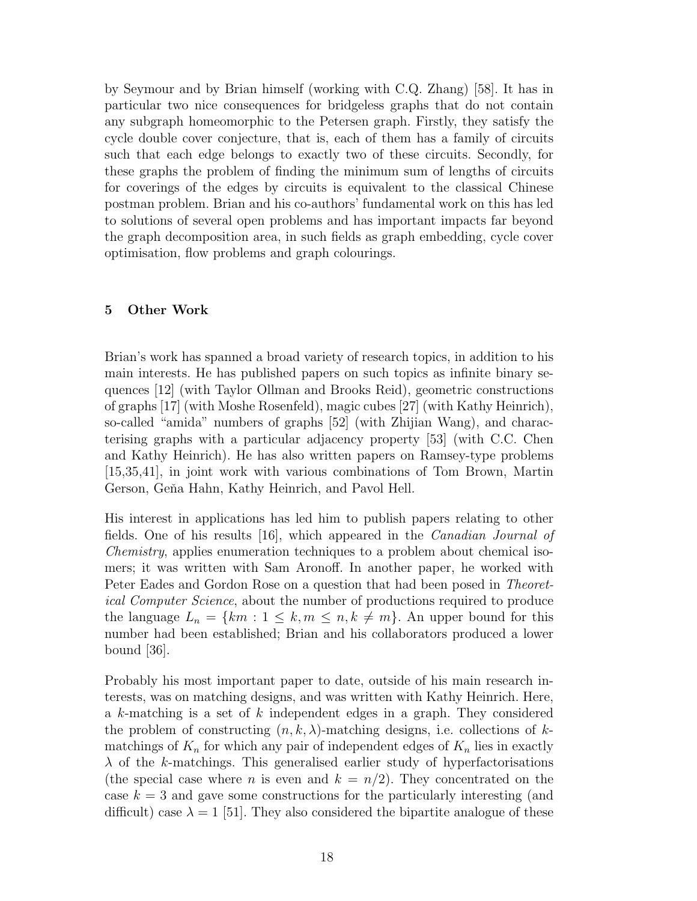by Seymour and by Brian himself (working with C.Q. Zhang) [58]. It has in particular two nice consequences for bridgeless graphs that do not contain any subgraph homeomorphic to the Petersen graph. Firstly, they satisfy the cycle double cover conjecture, that is, each of them has a family of circuits such that each edge belongs to exactly two of these circuits. Secondly, for these graphs the problem of finding the minimum sum of lengths of circuits for coverings of the edges by circuits is equivalent to the classical Chinese postman problem. Brian and his co-authors' fundamental work on this has led to solutions of several open problems and has important impacts far beyond the graph decomposition area, in such fields as graph embedding, cycle cover optimisation, flow problems and graph colourings.

## 5 Other Work

Brian's work has spanned a broad variety of research topics, in addition to his main interests. He has published papers on such topics as infinite binary sequences [12] (with Taylor Ollman and Brooks Reid), geometric constructions of graphs [17] (with Moshe Rosenfeld), magic cubes [27] (with Kathy Heinrich), so-called "amida" numbers of graphs [52] (with Zhijian Wang), and characterising graphs with a particular adjacency property [53] (with C.C. Chen and Kathy Heinrich). He has also written papers on Ramsey-type problems [15,35,41], in joint work with various combinations of Tom Brown, Martin Gerson, Geňa Hahn, Kathy Heinrich, and Pavol Hell.

His interest in applications has led him to publish papers relating to other fields. One of his results [16], which appeared in the *Canadian Journal of Chemistry*, applies enumeration techniques to a problem about chemical isomers; it was written with Sam Aronoff. In another paper, he worked with Peter Eades and Gordon Rose on a question that had been posed in *Theoretical Computer Science*, about the number of productions required to produce the language $L_n = \{km : 1 \leq k, m \leq n, k \neq m\}$. An upper bound for this number had been established; Brian and his collaborators produced a lower bound [36].

Probably his most important paper to date, outside of his main research interests, was on matching designs, and was written with Kathy Heinrich. Here, a $k$-matching is a set of $k$ independent edges in a graph. They considered the problem of constructing $(n, k, \lambda)$-matching designs, i.e. collections of $k$-matchings of $K_n$ for which any pair of independent edges of $K_n$ lies in exactly $\lambda$ of the $k$-matchings. This generalised earlier study of hyperfactorisations (the special case where $n$ is even and $k = n/2$). They concentrated on the case $k = 3$ and gave some constructions for the particularly interesting (and difficult) case $\lambda = 1$ [51]. They also considered the bipartite analogue of these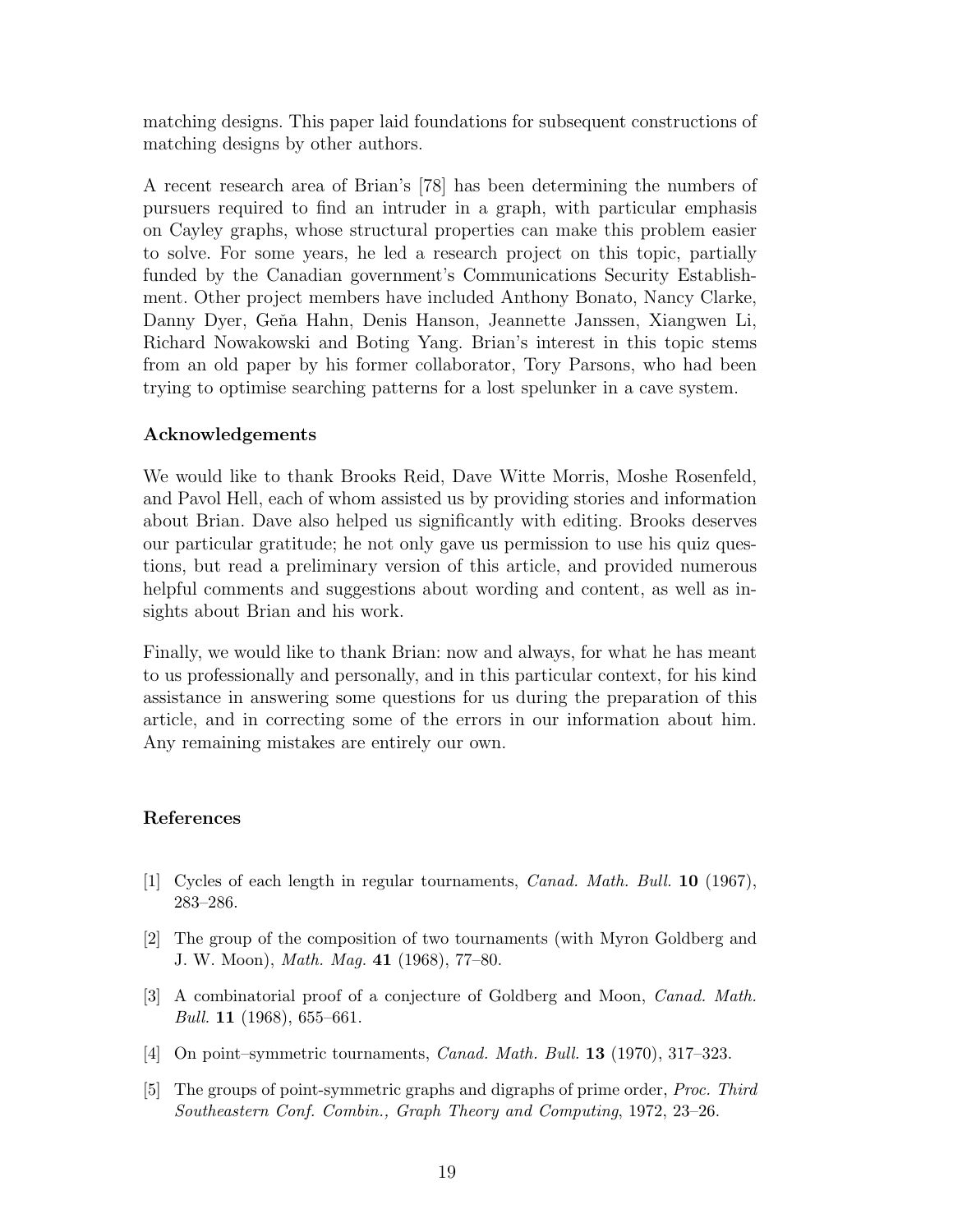matching designs. This paper laid foundations for subsequent constructions of matching designs by other authors.

A recent research area of Brian's [78] has been determining the numbers of pursuers required to find an intruder in a graph, with particular emphasis on Cayley graphs, whose structural properties can make this problem easier to solve. For some years, he led a research project on this topic, partially funded by the Canadian government's Communications Security Establishment. Other project members have included Anthony Bonato, Nancy Clarke, Danny Dyer, Geňa Hahn, Denis Hanson, Jeannette Janssen, Xiangwen Li, Richard Nowakowski and Boting Yang. Brian's interest in this topic stems from an old paper by his former collaborator, Tory Parsons, who had been trying to optimise searching patterns for a lost spelunker in a cave system.

### Acknowledgements

We would like to thank Brooks Reid, Dave Witte Morris, Moshe Rosenfeld, and Pavol Hell, each of whom assisted us by providing stories and information about Brian. Dave also helped us significantly with editing. Brooks deserves our particular gratitude; he not only gave us permission to use his quiz questions, but read a preliminary version of this article, and provided numerous helpful comments and suggestions about wording and content, as well as insights about Brian and his work.

Finally, we would like to thank Brian: now and always, for what he has meant to us professionally and personally, and in this particular context, for his kind assistance in answering some questions for us during the preparation of this article, and in correcting some of the errors in our information about him. Any remaining mistakes are entirely our own.

### References

[1] Cycles of each length in regular tournaments, *Canad. Math. Bull.* **10** (1967), 283–286.

[2] The group of the composition of two tournaments (with Myron Goldberg and J. W. Moon), *Math. Mag.* **41** (1968), 77–80.

[3] A combinatorial proof of a conjecture of Goldberg and Moon, *Canad. Math. Bull.* **11** (1968), 655–661.

[4] On point–symmetric tournaments, *Canad. Math. Bull.* **13** (1970), 317–323.

[5] The groups of point-symmetric graphs and digraphs of prime order, *Proc. Third Southeastern Conf. Combin., Graph Theory and Computing*, 1972, 23–26.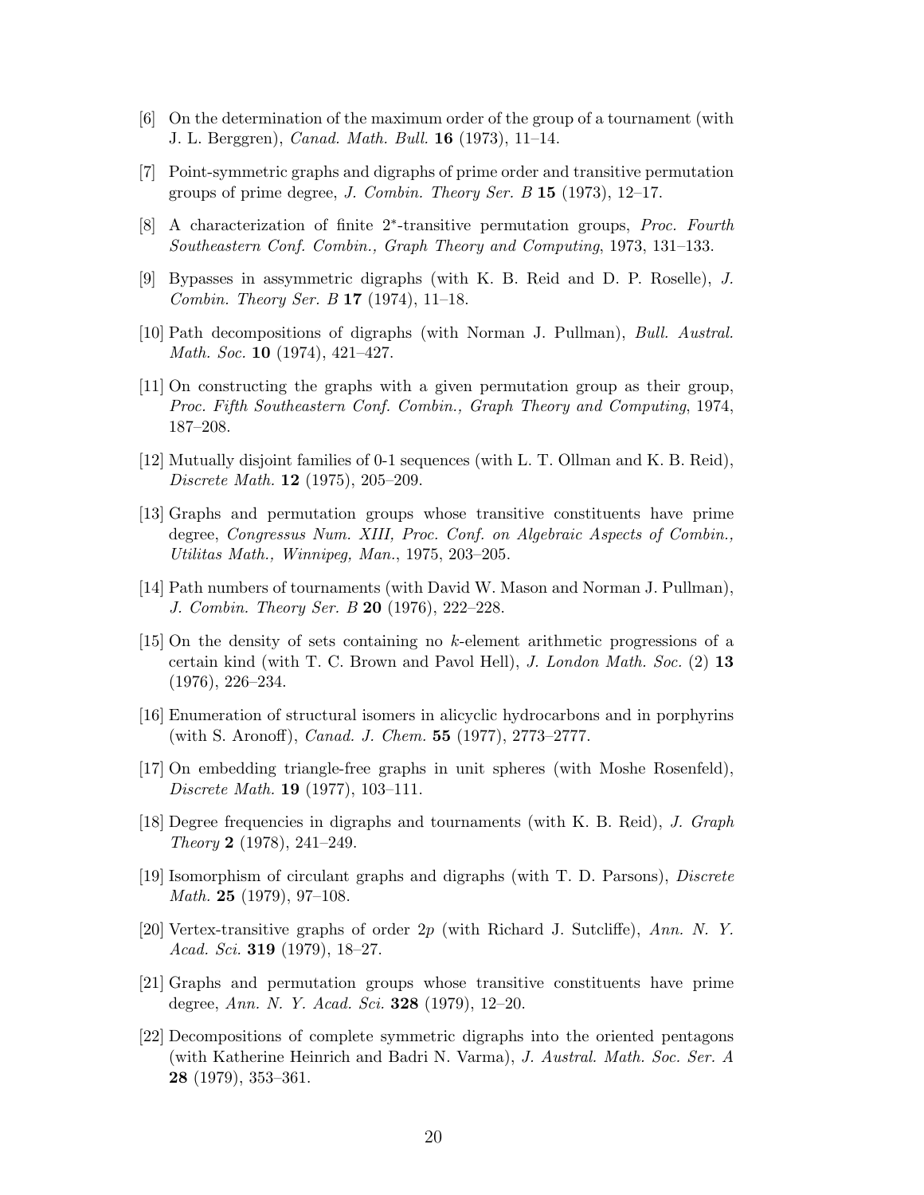[6] On the determination of the maximum order of the group of a tournament (with J. L. Berggren), *Canad. Math. Bull.* **16** (1973), 11–14.

[7] Point-symmetric graphs and digraphs of prime order and transitive permutation groups of prime degree, *J. Combin. Theory Ser. B* **15** (1973), 12–17.

[8] A characterization of finite $2^*$-transitive permutation groups, *Proc. Fourth Southeastern Conf. Combin., Graph Theory and Computing*, 1973, 131–133.

[9] Bypasses in assymmetric digraphs (with K. B. Reid and D. P. Roselle), *J. Combin. Theory Ser. B* **17** (1974), 11–18.

[10] Path decompositions of digraphs (with Norman J. Pullman), *Bull. Austral. Math. Soc.* **10** (1974), 421–427.

[11] On constructing the graphs with a given permutation group as their group, *Proc. Fifth Southeastern Conf. Combin., Graph Theory and Computing*, 1974, 187–208.

[12] Mutually disjoint families of 0-1 sequences (with L. T. Ollman and K. B. Reid), *Discrete Math.* **12** (1975), 205–209.

[13] Graphs and permutation groups whose transitive constituents have prime degree, *Congressus Num. XIII, Proc. Conf. on Algebraic Aspects of Combin., Utilitas Math., Winnipeg, Man.*, 1975, 203–205.

[14] Path numbers of tournaments (with David W. Mason and Norman J. Pullman), *J. Combin. Theory Ser. B* **20** (1976), 222–228.

[15] On the density of sets containing no $k$-element arithmetic progressions of a certain kind (with T. C. Brown and Pavol Hell), *J. London Math. Soc.* (2) **13** (1976), 226–234.

[16] Enumeration of structural isomers in alicyclic hydrocarbons and in porphyrins (with S. Aronoff), *Canad. J. Chem.* **55** (1977), 2773–2777.

[17] On embedding triangle-free graphs in unit spheres (with Moshe Rosenfeld), *Discrete Math.* **19** (1977), 103–111.

[18] Degree frequencies in digraphs and tournaments (with K. B. Reid), *J. Graph Theory* **2** (1978), 241–249.

[19] Isomorphism of circulant graphs and digraphs (with T. D. Parsons), *Discrete Math.* **25** (1979), 97–108.

[20] Vertex-transitive graphs of order $2p$ (with Richard J. Sutcliffe), *Ann. N. Y. Acad. Sci.* **319** (1979), 18–27.

[21] Graphs and permutation groups whose transitive constituents have prime degree, *Ann. N. Y. Acad. Sci.* **328** (1979), 12–20.

[22] Decompositions of complete symmetric digraphs into the oriented pentagons (with Katherine Heinrich and Badri N. Varma), *J. Austral. Math. Soc. Ser. A* **28** (1979), 353–361.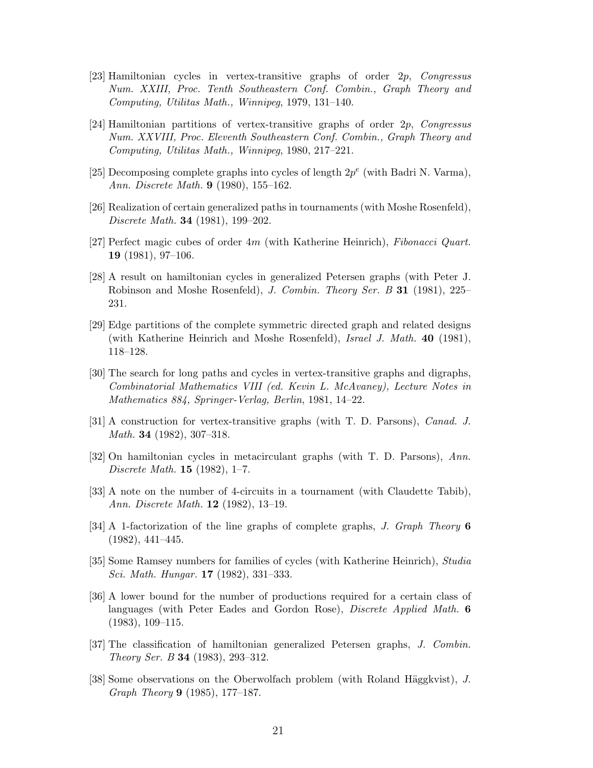[23] Hamiltonian cycles in vertex-transitive graphs of order $2p$, *Congressus Num. XXIII, Proc. Tenth Southeastern Conf. Combin., Graph Theory and Computing, Utilitas Math., Winnipeg*, 1979, 131–140.

[24] Hamiltonian partitions of vertex-transitive graphs of order $2p$, *Congressus Num. XXVIII, Proc. Eleventh Southeastern Conf. Combin., Graph Theory and Computing, Utilitas Math., Winnipeg*, 1980, 217–221.

[25] Decomposing complete graphs into cycles of length $2p^e$ (with Badri N. Varma), *Ann. Discrete Math.* **9** (1980), 155–162.

[26] Realization of certain generalized paths in tournaments (with Moshe Rosenfeld), *Discrete Math.* **34** (1981), 199–202.

[27] Perfect magic cubes of order $4m$ (with Katherine Heinrich), *Fibonacci Quart.* **19** (1981), 97–106.

[28] A result on hamiltonian cycles in generalized Petersen graphs (with Peter J. Robinson and Moshe Rosenfeld), *J. Combin. Theory Ser. B* **31** (1981), 225–231.

[29] Edge partitions of the complete symmetric directed graph and related designs (with Katherine Heinrich and Moshe Rosenfeld), *Israel J. Math.* **40** (1981), 118–128.

[30] The search for long paths and cycles in vertex-transitive graphs and digraphs, *Combinatorial Mathematics VIII (ed. Kevin L. McAvaney), Lecture Notes in Mathematics 884, Springer-Verlag, Berlin*, 1981, 14–22.

[31] A construction for vertex-transitive graphs (with T. D. Parsons), *Canad. J. Math.* **34** (1982), 307–318.

[32] On hamiltonian cycles in metacirculant graphs (with T. D. Parsons), *Ann. Discrete Math.* **15** (1982), 1–7.

[33] A note on the number of 4-circuits in a tournament (with Claudette Tabib), *Ann. Discrete Math.* **12** (1982), 13–19.

[34] A 1-factorization of the line graphs of complete graphs, *J. Graph Theory* **6** (1982), 441–445.

[35] Some Ramsey numbers for families of cycles (with Katherine Heinrich), *Studia Sci. Math. Hungar.* **17** (1982), 331–333.

[36] A lower bound for the number of productions required for a certain class of languages (with Peter Eades and Gordon Rose), *Discrete Applied Math.* **6** (1983), 109–115.

[37] The classification of hamiltonian generalized Petersen graphs, *J. Combin. Theory Ser. B* **34** (1983), 293–312.

[38] Some observations on the Oberwolfach problem (with Roland Häggkvist), *J. Graph Theory* **9** (1985), 177–187.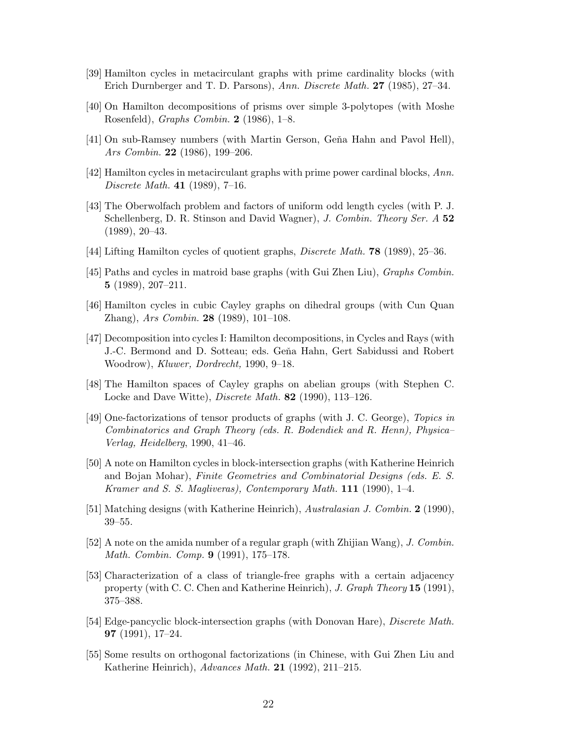[39] Hamilton cycles in metacirculant graphs with prime cardinality blocks (with Erich Durnberger and T. D. Parsons), *Ann. Discrete Math.* **27** (1985), 27–34.

[40] On Hamilton decompositions of prisms over simple 3-polytopes (with Moshe Rosenfeld), *Graphs Combin.* **2** (1986), 1–8.

[41] On sub-Ramsey numbers (with Martin Gerson, Geňa Hahn and Pavol Hell), *Ars Combin.* **22** (1986), 199–206.

[42] Hamilton cycles in metacirculant graphs with prime power cardinal blocks, *Ann. Discrete Math.* **41** (1989), 7–16.

[43] The Oberwolfach problem and factors of uniform odd length cycles (with P. J. Schellenberg, D. R. Stinson and David Wagner), *J. Combin. Theory Ser. A* **52** (1989), 20–43.

[44] Lifting Hamilton cycles of quotient graphs, *Discrete Math.* **78** (1989), 25–36.

[45] Paths and cycles in matroid base graphs (with Gui Zhen Liu), *Graphs Combin.* **5** (1989), 207–211.

[46] Hamilton cycles in cubic Cayley graphs on dihedral groups (with Cun Quan Zhang), *Ars Combin.* **28** (1989), 101–108.

[47] Decomposition into cycles I: Hamilton decompositions, in Cycles and Rays (with J.-C. Bermond and D. Sotteau; eds. Geňa Hahn, Gert Sabidussi and Robert Woodrow), *Kluwer, Dordrecht,* 1990, 9–18.

[48] The Hamilton spaces of Cayley graphs on abelian groups (with Stephen C. Locke and Dave Witte), *Discrete Math.* **82** (1990), 113–126.

[49] One-factorizations of tensor products of graphs (with J. C. George), *Topics in Combinatorics and Graph Theory (eds. R. Bodendiek and R. Henn), Physica–Verlag, Heidelberg*, 1990, 41–46.

[50] A note on Hamilton cycles in block-intersection graphs (with Katherine Heinrich and Bojan Mohar), *Finite Geometries and Combinatorial Designs (eds. E. S. Kramer and S. S. Magliveras), Contemporary Math.* **111** (1990), 1–4.

[51] Matching designs (with Katherine Heinrich), *Australasian J. Combin.* **2** (1990), 39–55.

[52] A note on the amida number of a regular graph (with Zhijian Wang), *J. Combin. Math. Combin. Comp.* **9** (1991), 175–178.

[53] Characterization of a class of triangle-free graphs with a certain adjacency property (with C. C. Chen and Katherine Heinrich), *J. Graph Theory* **15** (1991), 375–388.

[54] Edge-pancyclic block-intersection graphs (with Donovan Hare), *Discrete Math.* **97** (1991), 17–24.

[55] Some results on orthogonal factorizations (in Chinese, with Gui Zhen Liu and Katherine Heinrich), *Advances Math.* **21** (1992), 211–215.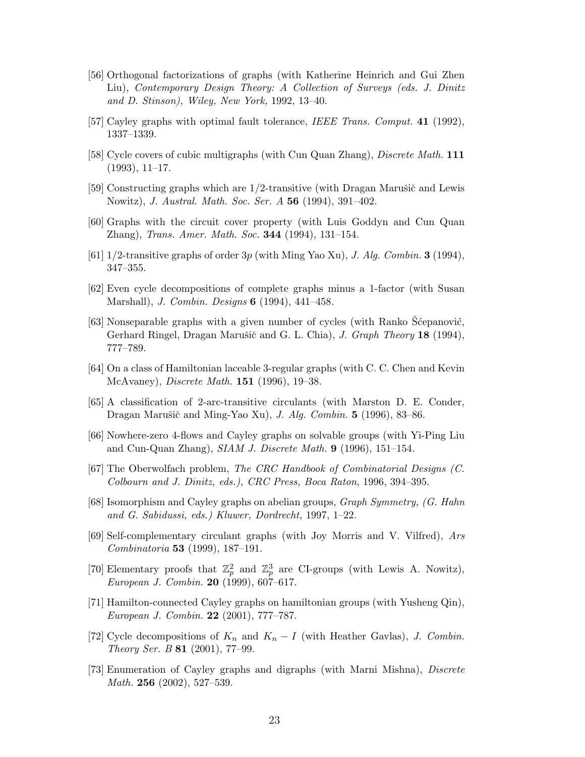[56] Orthogonal factorizations of graphs (with Katherine Heinrich and Gui Zhen Liu), *Contemporary Design Theory: A Collection of Surveys (eds. J. Dinitz and D. Stinson), Wiley, New York,* 1992, 13–40.

[57] Cayley graphs with optimal fault tolerance, *IEEE Trans. Comput.* **41** (1992), 1337–1339.

[58] Cycle covers of cubic multigraphs (with Cun Quan Zhang), *Discrete Math.* **111** (1993), 11–17.

[59] Constructing graphs which are 1/2-transitive (with Dragan Marušič and Lewis Nowitz), *J. Austral. Math. Soc. Ser. A* **56** (1994), 391–402.

[60] Graphs with the circuit cover property (with Luis Goddyn and Cun Quan Zhang), *Trans. Amer. Math. Soc.* **344** (1994), 131–154.

[61] 1/2-transitive graphs of order $3p$ (with Ming Yao Xu), *J. Alg. Combin.* **3** (1994), 347–355.

[62] Even cycle decompositions of complete graphs minus a 1-factor (with Susan Marshall), *J. Combin. Designs* **6** (1994), 441–458.

[63] Nonseparable graphs with a given number of cycles (with Ranko Šćepanović, Gerhard Ringel, Dragan Marušič and G. L. Chia), *J. Graph Theory* **18** (1994), 777–789.

[64] On a class of Hamiltonian laceable 3-regular graphs (with C. C. Chen and Kevin McAvaney), *Discrete Math.* **151** (1996), 19–38.

[65] A classification of 2-arc-transitive circulants (with Marston D. E. Conder, Dragan Marušič and Ming-Yao Xu), *J. Alg. Combin.* **5** (1996), 83–86.

[66] Nowhere-zero 4-flows and Cayley graphs on solvable groups (with Yi-Ping Liu and Cun-Quan Zhang), *SIAM J. Discrete Math.* **9** (1996), 151–154.

[67] The Oberwolfach problem, *The CRC Handbook of Combinatorial Designs (C. Colbourn and J. Dinitz, eds.), CRC Press, Boca Raton*, 1996, 394–395.

[68] Isomorphism and Cayley graphs on abelian groups, *Graph Symmetry, (G. Hahn and G. Sabidussi, eds.) Kluwer, Dordrecht,* 1997, 1–22.

[69] Self-complementary circulant graphs (with Joy Morris and V. Vilfred), *Ars Combinatoria* **53** (1999), 187–191.

[70] Elementary proofs that $\mathbb{Z}_p^2$ and $\mathbb{Z}_p^3$ are CI-groups (with Lewis A. Nowitz), *European J. Combin.* **20** (1999), 607–617.

[71] Hamilton-connected Cayley graphs on hamiltonian groups (with Yusheng Qin), *European J. Combin.* **22** (2001), 777–787.

[72] Cycle decompositions of $K_n$ and $K_n - I$ (with Heather Gavlas), *J. Combin. Theory Ser. B* **81** (2001), 77–99.

[73] Enumeration of Cayley graphs and digraphs (with Marni Mishna), *Discrete Math.* **256** (2002), 527–539.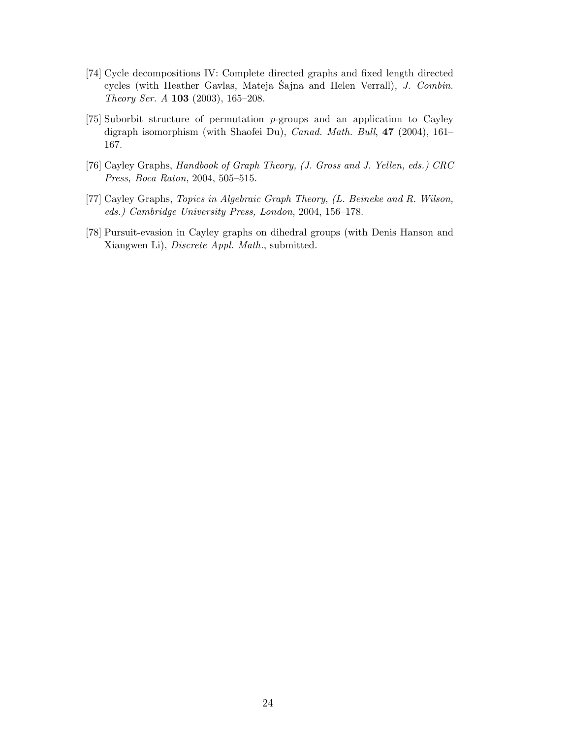[74] Cycle decompositions IV: Complete directed graphs and fixed length directed cycles (with Heather Gavlas, Mateja Šajna and Helen Verrall), *J. Combin. Theory Ser. A* **103** (2003), 165–208.

[75] Suborbit structure of permutation $p$-groups and an application to Cayley digraph isomorphism (with Shaofei Du), *Canad. Math. Bull*, **47** (2004), 161–167.

[76] Cayley Graphs, *Handbook of Graph Theory, (J. Gross and J. Yellen, eds.) CRC Press, Boca Raton*, 2004, 505–515.

[77] Cayley Graphs, *Topics in Algebraic Graph Theory, (L. Beineke and R. Wilson, eds.) Cambridge University Press, London*, 2004, 156–178.

[78] Pursuit-evasion in Cayley graphs on dihedral groups (with Denis Hanson and Xiangwen Li), *Discrete Appl. Math.*, submitted.